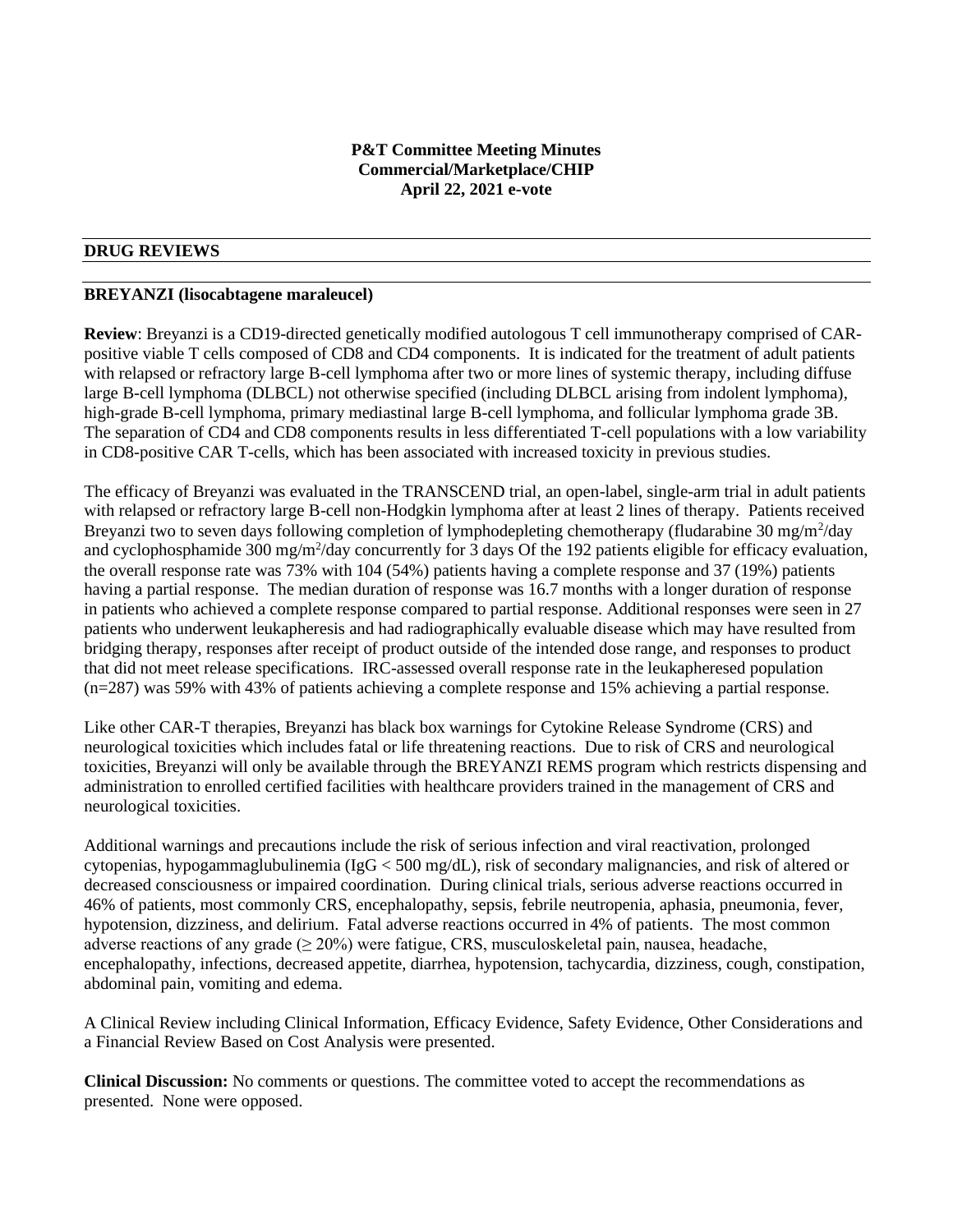**P&T Committee Meeting Minutes**
**Commercial/Marketplace/CHIP**
**April 22, 2021 e-vote**

## DRUG REVIEWS

### BREYANZI (lisocabtagene maraleucel)

**Review**: Breyanzi is a CD19-directed genetically modified autologous T cell immunotherapy comprised of CAR-positive viable T cells composed of CD8 and CD4 components. It is indicated for the treatment of adult patients with relapsed or refractory large B-cell lymphoma after two or more lines of systemic therapy, including diffuse large B-cell lymphoma (DLBCL) not otherwise specified (including DLBCL arising from indolent lymphoma), high-grade B-cell lymphoma, primary mediastinal large B-cell lymphoma, and follicular lymphoma grade 3B. The separation of CD4 and CD8 components results in less differentiated T-cell populations with a low variability in CD8-positive CAR T-cells, which has been associated with increased toxicity in previous studies.

The efficacy of Breyanzi was evaluated in the TRANSCEND trial, an open-label, single-arm trial in adult patients with relapsed or refractory large B-cell non-Hodgkin lymphoma after at least 2 lines of therapy. Patients received Breyanzi two to seven days following completion of lymphodepleting chemotherapy (fludarabine 30 $mg/m^2$/day and cyclophosphamide 300 $mg/m^2$/day concurrently for 3 days Of the 192 patients eligible for efficacy evaluation, the overall response rate was 73% with 104 (54%) patients having a complete response and 37 (19%) patients having a partial response. The median duration of response was 16.7 months with a longer duration of response in patients who achieved a complete response compared to partial response. Additional responses were seen in 27 patients who underwent leukapheresis and had radiographically evaluable disease which may have resulted from bridging therapy, responses after receipt of product outside of the intended dose range, and responses to product that did not meet release specifications. IRC-assessed overall response rate in the leukapheresed population (n=287) was 59% with 43% of patients achieving a complete response and 15% achieving a partial response.

Like other CAR-T therapies, Breyanzi has black box warnings for Cytokine Release Syndrome (CRS) and neurological toxicities which includes fatal or life threatening reactions. Due to risk of CRS and neurological toxicities, Breyanzi will only be available through the BREYANZI REMS program which restricts dispensing and administration to enrolled certified facilities with healthcare providers trained in the management of CRS and neurological toxicities.

Additional warnings and precautions include the risk of serious infection and viral reactivation, prolonged cytopenias, hypogammaglubulinemia (IgG < 500 mg/dL), risk of secondary malignancies, and risk of altered or decreased consciousness or impaired coordination. During clinical trials, serious adverse reactions occurred in 46% of patients, most commonly CRS, encephalopathy, sepsis, febrile neutropenia, aphasia, pneumonia, fever, hypotension, dizziness, and delirium. Fatal adverse reactions occurred in 4% of patients. The most common adverse reactions of any grade (≥ 20%) were fatigue, CRS, musculoskeletal pain, nausea, headache, encephalopathy, infections, decreased appetite, diarrhea, hypotension, tachycardia, dizziness, cough, constipation, abdominal pain, vomiting and edema.

A Clinical Review including Clinical Information, Efficacy Evidence, Safety Evidence, Other Considerations and a Financial Review Based on Cost Analysis were presented.

**Clinical Discussion:** No comments or questions. The committee voted to accept the recommendations as presented. None were opposed.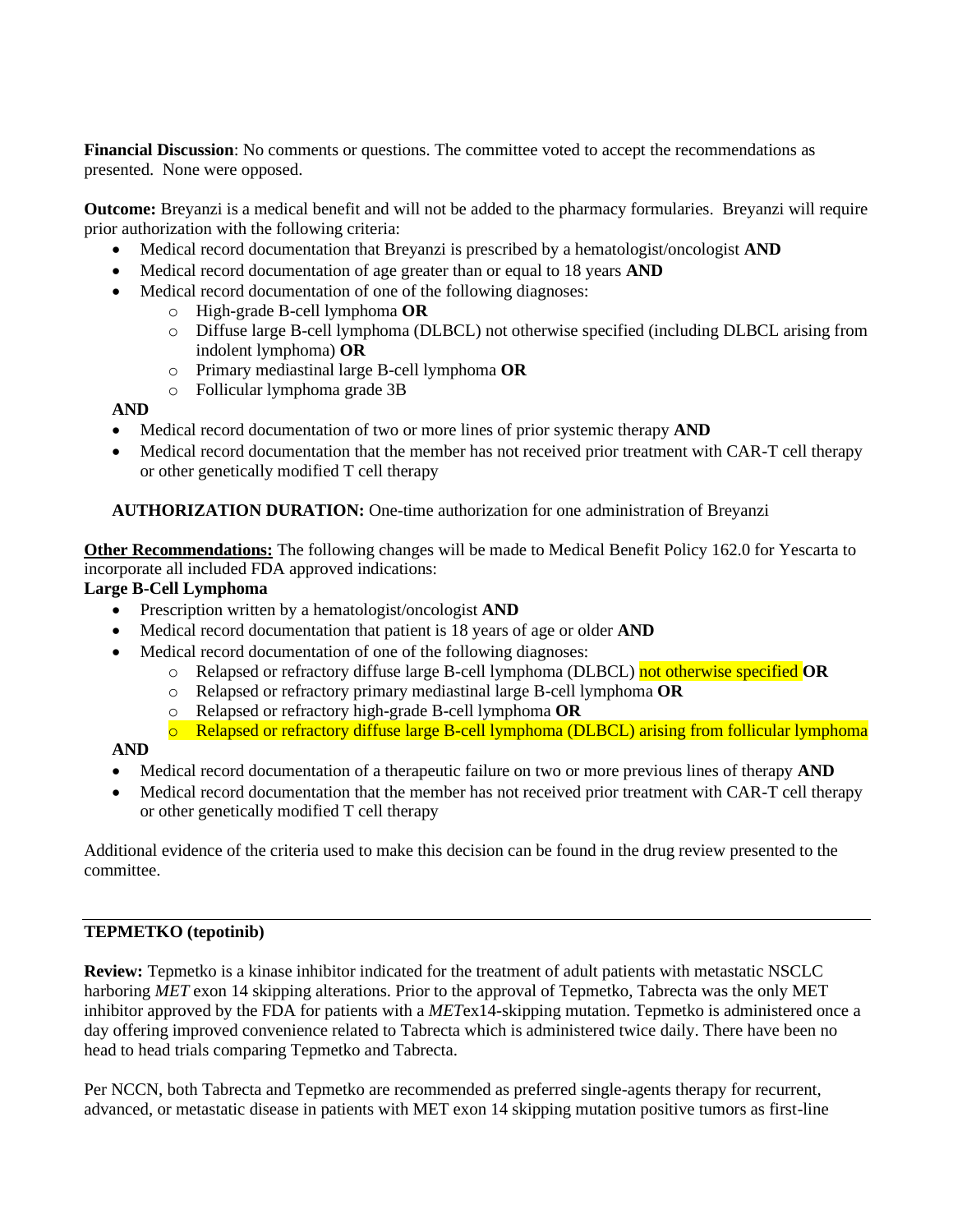**Financial Discussion**: No comments or questions. The committee voted to accept the recommendations as presented. None were opposed.

**Outcome:** Breyanzi is a medical benefit and will not be added to the pharmacy formularies. Breyanzi will require prior authorization with the following criteria:

- Medical record documentation that Breyanzi is prescribed by a hematologist/oncologist **AND**
- Medical record documentation of age greater than or equal to 18 years **AND**
- Medical record documentation of one of the following diagnoses:
  - High-grade B-cell lymphoma **OR**
  - Diffuse large B-cell lymphoma (DLBCL) not otherwise specified (including DLBCL arising from indolent lymphoma) **OR**
  - Primary mediastinal large B-cell lymphoma **OR**
  - Follicular lymphoma grade 3B

**AND**

- Medical record documentation of two or more lines of prior systemic therapy **AND**
- Medical record documentation that the member has not received prior treatment with CAR-T cell therapy or other genetically modified T cell therapy

**AUTHORIZATION DURATION:** One-time authorization for one administration of Breyanzi

**Other Recommendations:** The following changes will be made to Medical Benefit Policy 162.0 for Yescarta to incorporate all included FDA approved indications:

**Large B-Cell Lymphoma**

- Prescription written by a hematologist/oncologist **AND**
- Medical record documentation that patient is 18 years of age or older **AND**
- Medical record documentation of one of the following diagnoses:
  - Relapsed or refractory diffuse large B-cell lymphoma (DLBCL) not otherwise specified **OR**
  - Relapsed or refractory primary mediastinal large B-cell lymphoma **OR**
  - Relapsed or refractory high-grade B-cell lymphoma **OR**
  - Relapsed or refractory diffuse large B-cell lymphoma (DLBCL) arising from follicular lymphoma

**AND**

- Medical record documentation of a therapeutic failure on two or more previous lines of therapy **AND**
- Medical record documentation that the member has not received prior treatment with CAR-T cell therapy or other genetically modified T cell therapy

Additional evidence of the criteria used to make this decision can be found in the drug review presented to the committee.

---

**TEPMETKO (tepotinib)**

**Review:** Tepmetko is a kinase inhibitor indicated for the treatment of adult patients with metastatic NSCLC harboring *MET* exon 14 skipping alterations. Prior to the approval of Tepmetko, Tabrecta was the only MET inhibitor approved by the FDA for patients with a *MET*ex14-skipping mutation. Tepmetko is administered once a day offering improved convenience related to Tabrecta which is administered twice daily. There have been no head to head trials comparing Tepmetko and Tabrecta.

Per NCCN, both Tabrecta and Tepmetko are recommended as preferred single-agents therapy for recurrent, advanced, or metastatic disease in patients with MET exon 14 skipping mutation positive tumors as first-line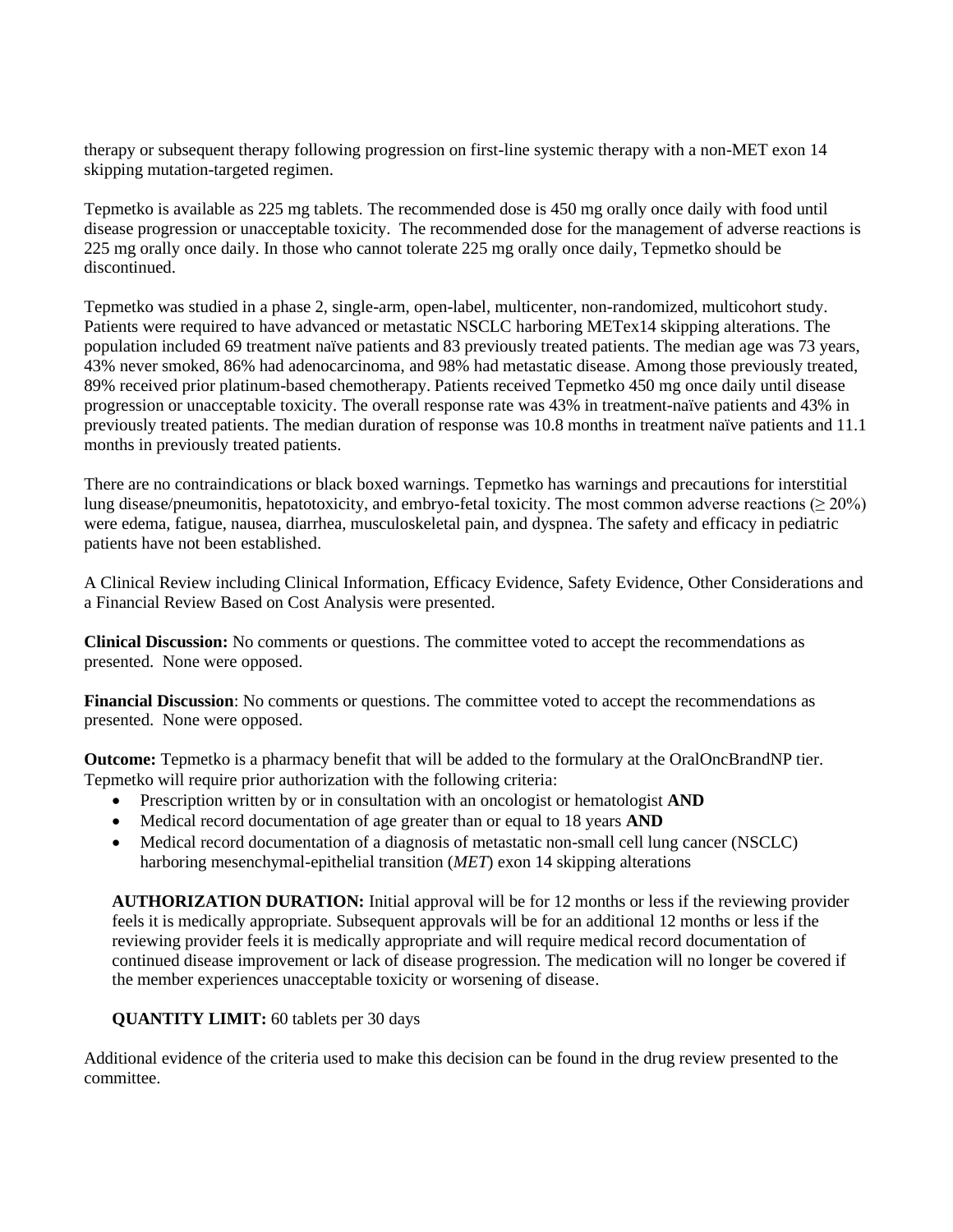therapy or subsequent therapy following progression on first-line systemic therapy with a non-MET exon 14 skipping mutation-targeted regimen.

Tepmetko is available as 225 mg tablets. The recommended dose is 450 mg orally once daily with food until disease progression or unacceptable toxicity. The recommended dose for the management of adverse reactions is 225 mg orally once daily. In those who cannot tolerate 225 mg orally once daily, Tepmetko should be discontinued.

Tepmetko was studied in a phase 2, single-arm, open-label, multicenter, non-randomized, multicohort study. Patients were required to have advanced or metastatic NSCLC harboring METex14 skipping alterations. The population included 69 treatment naïve patients and 83 previously treated patients. The median age was 73 years, 43% never smoked, 86% had adenocarcinoma, and 98% had metastatic disease. Among those previously treated, 89% received prior platinum-based chemotherapy. Patients received Tepmetko 450 mg once daily until disease progression or unacceptable toxicity. The overall response rate was 43% in treatment-naïve patients and 43% in previously treated patients. The median duration of response was 10.8 months in treatment naïve patients and 11.1 months in previously treated patients.

There are no contraindications or black boxed warnings. Tepmetko has warnings and precautions for interstitial lung disease/pneumonitis, hepatotoxicity, and embryo-fetal toxicity. The most common adverse reactions (≥ 20%) were edema, fatigue, nausea, diarrhea, musculoskeletal pain, and dyspnea. The safety and efficacy in pediatric patients have not been established.

A Clinical Review including Clinical Information, Efficacy Evidence, Safety Evidence, Other Considerations and a Financial Review Based on Cost Analysis were presented.

**Clinical Discussion:** No comments or questions. The committee voted to accept the recommendations as presented. None were opposed.

**Financial Discussion**: No comments or questions. The committee voted to accept the recommendations as presented. None were opposed.

**Outcome:** Tepmetko is a pharmacy benefit that will be added to the formulary at the OralOncBrandNP tier. Tepmetko will require prior authorization with the following criteria:

- Prescription written by or in consultation with an oncologist or hematologist **AND**
- Medical record documentation of age greater than or equal to 18 years **AND**
- Medical record documentation of a diagnosis of metastatic non-small cell lung cancer (NSCLC) harboring mesenchymal-epithelial transition (*MET*) exon 14 skipping alterations

**AUTHORIZATION DURATION:** Initial approval will be for 12 months or less if the reviewing provider feels it is medically appropriate. Subsequent approvals will be for an additional 12 months or less if the reviewing provider feels it is medically appropriate and will require medical record documentation of continued disease improvement or lack of disease progression. The medication will no longer be covered if the member experiences unacceptable toxicity or worsening of disease.

**QUANTITY LIMIT:** 60 tablets per 30 days

Additional evidence of the criteria used to make this decision can be found in the drug review presented to the committee.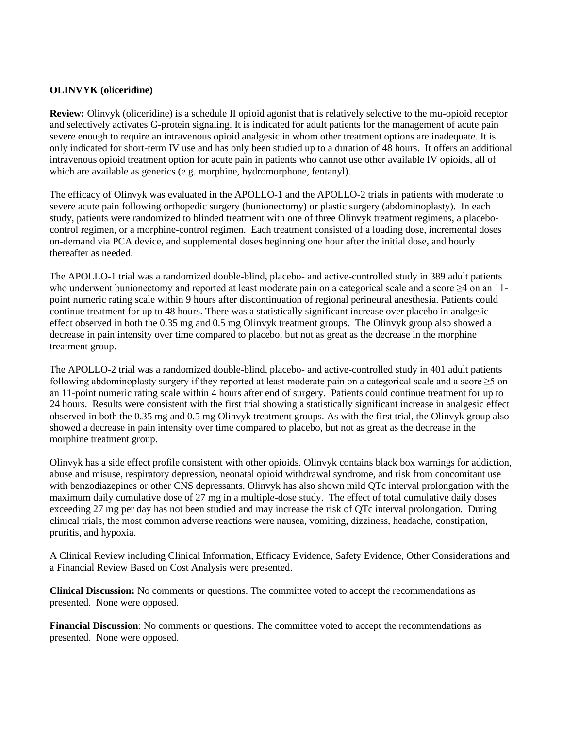**OLINVYK (oliceridine)**

**Review:** Olinvyk (oliceridine) is a schedule II opioid agonist that is relatively selective to the mu-opioid receptor and selectively activates G-protein signaling. It is indicated for adult patients for the management of acute pain severe enough to require an intravenous opioid analgesic in whom other treatment options are inadequate. It is only indicated for short-term IV use and has only been studied up to a duration of 48 hours. It offers an additional intravenous opioid treatment option for acute pain in patients who cannot use other available IV opioids, all of which are available as generics (e.g. morphine, hydromorphone, fentanyl).

The efficacy of Olinvyk was evaluated in the APOLLO-1 and the APOLLO-2 trials in patients with moderate to severe acute pain following orthopedic surgery (bunionectomy) or plastic surgery (abdominoplasty). In each study, patients were randomized to blinded treatment with one of three Olinvyk treatment regimens, a placebo-control regimen, or a morphine-control regimen. Each treatment consisted of a loading dose, incremental doses on-demand via PCA device, and supplemental doses beginning one hour after the initial dose, and hourly thereafter as needed.

The APOLLO-1 trial was a randomized double-blind, placebo- and active-controlled study in 389 adult patients who underwent bunionectomy and reported at least moderate pain on a categorical scale and a score ≥4 on an 11-point numeric rating scale within 9 hours after discontinuation of regional perineural anesthesia. Patients could continue treatment for up to 48 hours. There was a statistically significant increase over placebo in analgesic effect observed in both the 0.35 mg and 0.5 mg Olinvyk treatment groups. The Olinvyk group also showed a decrease in pain intensity over time compared to placebo, but not as great as the decrease in the morphine treatment group.

The APOLLO-2 trial was a randomized double-blind, placebo- and active-controlled study in 401 adult patients following abdominoplasty surgery if they reported at least moderate pain on a categorical scale and a score ≥5 on an 11-point numeric rating scale within 4 hours after end of surgery. Patients could continue treatment for up to 24 hours. Results were consistent with the first trial showing a statistically significant increase in analgesic effect observed in both the 0.35 mg and 0.5 mg Olinvyk treatment groups. As with the first trial, the Olinvyk group also showed a decrease in pain intensity over time compared to placebo, but not as great as the decrease in the morphine treatment group.

Olinvyk has a side effect profile consistent with other opioids. Olinvyk contains black box warnings for addiction, abuse and misuse, respiratory depression, neonatal opioid withdrawal syndrome, and risk from concomitant use with benzodiazepines or other CNS depressants. Olinvyk has also shown mild QTc interval prolongation with the maximum daily cumulative dose of 27 mg in a multiple-dose study. The effect of total cumulative daily doses exceeding 27 mg per day has not been studied and may increase the risk of QTc interval prolongation. During clinical trials, the most common adverse reactions were nausea, vomiting, dizziness, headache, constipation, pruritis, and hypoxia.

A Clinical Review including Clinical Information, Efficacy Evidence, Safety Evidence, Other Considerations and a Financial Review Based on Cost Analysis were presented.

**Clinical Discussion:** No comments or questions. The committee voted to accept the recommendations as presented. None were opposed.

**Financial Discussion**: No comments or questions. The committee voted to accept the recommendations as presented. None were opposed.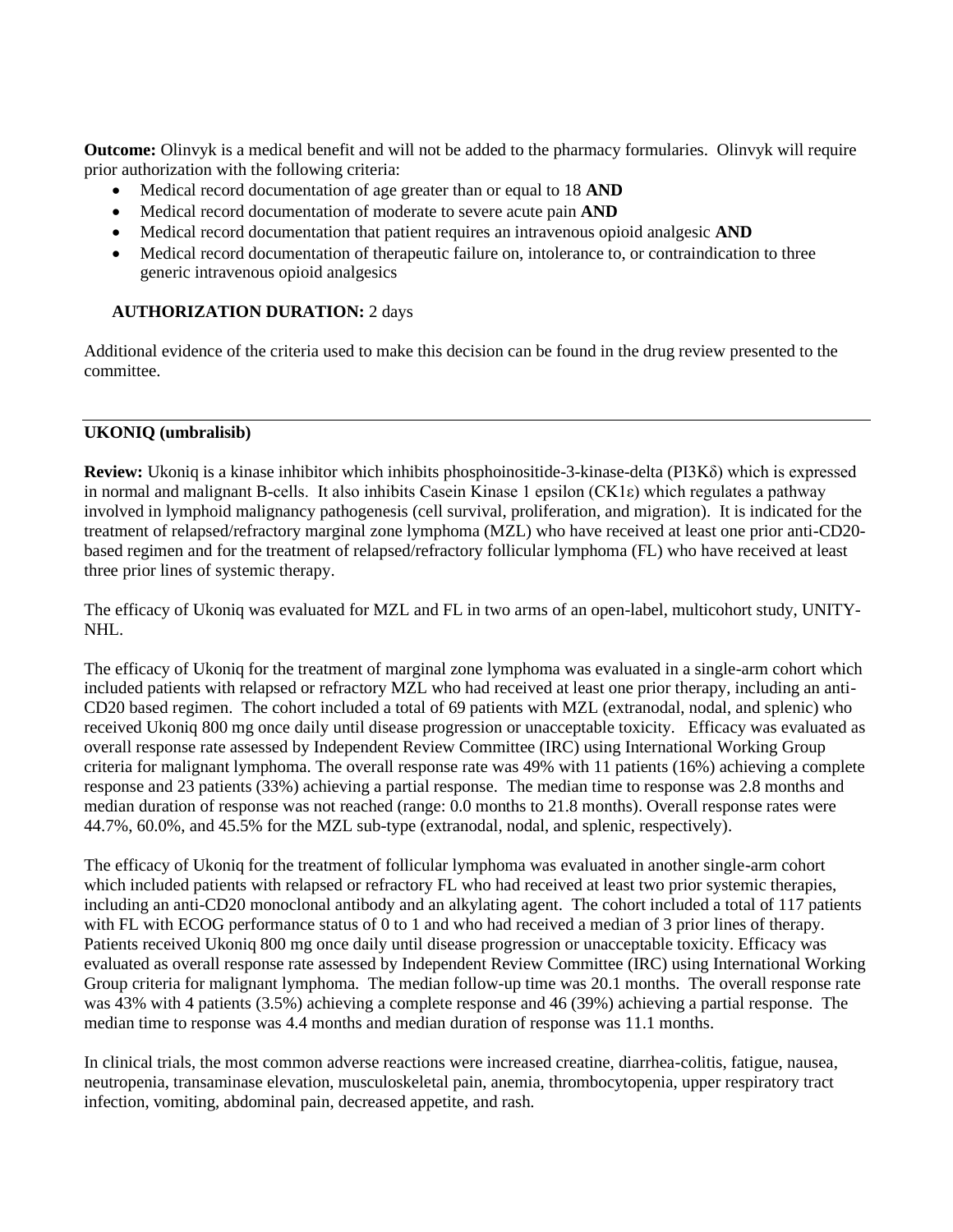**Outcome:** Olinvyk is a medical benefit and will not be added to the pharmacy formularies. Olinvyk will require prior authorization with the following criteria:

- Medical record documentation of age greater than or equal to 18 **AND**
- Medical record documentation of moderate to severe acute pain **AND**
- Medical record documentation that patient requires an intravenous opioid analgesic **AND**
- Medical record documentation of therapeutic failure on, intolerance to, or contraindication to three generic intravenous opioid analgesics

**AUTHORIZATION DURATION:** 2 days

Additional evidence of the criteria used to make this decision can be found in the drug review presented to the committee.

---

**UKONIQ (umbralisib)**

**Review:** Ukoniq is a kinase inhibitor which inhibits phosphoinositide-3-kinase-delta (PI3Kδ) which is expressed in normal and malignant B-cells. It also inhibits Casein Kinase 1 epsilon (CK1ε) which regulates a pathway involved in lymphoid malignancy pathogenesis (cell survival, proliferation, and migration). It is indicated for the treatment of relapsed/refractory marginal zone lymphoma (MZL) who have received at least one prior anti-CD20-based regimen and for the treatment of relapsed/refractory follicular lymphoma (FL) who have received at least three prior lines of systemic therapy.

The efficacy of Ukoniq was evaluated for MZL and FL in two arms of an open-label, multicohort study, UNITY-NHL.

The efficacy of Ukoniq for the treatment of marginal zone lymphoma was evaluated in a single-arm cohort which included patients with relapsed or refractory MZL who had received at least one prior therapy, including an anti-CD20 based regimen. The cohort included a total of 69 patients with MZL (extranodal, nodal, and splenic) who received Ukoniq 800 mg once daily until disease progression or unacceptable toxicity. Efficacy was evaluated as overall response rate assessed by Independent Review Committee (IRC) using International Working Group criteria for malignant lymphoma. The overall response rate was 49% with 11 patients (16%) achieving a complete response and 23 patients (33%) achieving a partial response. The median time to response was 2.8 months and median duration of response was not reached (range: 0.0 months to 21.8 months). Overall response rates were 44.7%, 60.0%, and 45.5% for the MZL sub-type (extranodal, nodal, and splenic, respectively).

The efficacy of Ukoniq for the treatment of follicular lymphoma was evaluated in another single-arm cohort which included patients with relapsed or refractory FL who had received at least two prior systemic therapies, including an anti-CD20 monoclonal antibody and an alkylating agent. The cohort included a total of 117 patients with FL with ECOG performance status of 0 to 1 and who had received a median of 3 prior lines of therapy. Patients received Ukoniq 800 mg once daily until disease progression or unacceptable toxicity. Efficacy was evaluated as overall response rate assessed by Independent Review Committee (IRC) using International Working Group criteria for malignant lymphoma. The median follow-up time was 20.1 months. The overall response rate was 43% with 4 patients (3.5%) achieving a complete response and 46 (39%) achieving a partial response. The median time to response was 4.4 months and median duration of response was 11.1 months.

In clinical trials, the most common adverse reactions were increased creatine, diarrhea-colitis, fatigue, nausea, neutropenia, transaminase elevation, musculoskeletal pain, anemia, thrombocytopenia, upper respiratory tract infection, vomiting, abdominal pain, decreased appetite, and rash.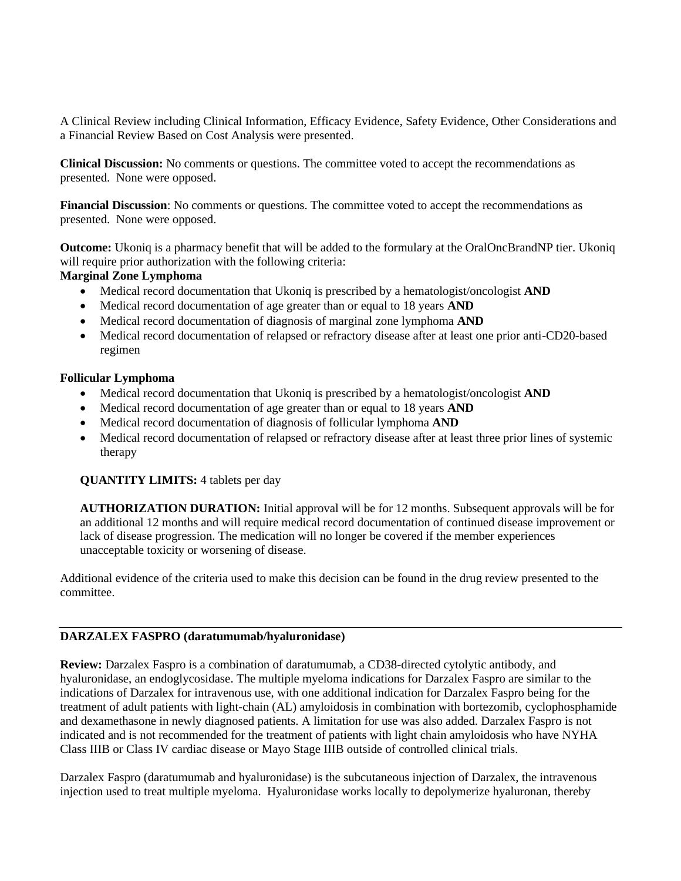A Clinical Review including Clinical Information, Efficacy Evidence, Safety Evidence, Other Considerations and a Financial Review Based on Cost Analysis were presented.

**Clinical Discussion:** No comments or questions. The committee voted to accept the recommendations as presented. None were opposed.

**Financial Discussion**: No comments or questions. The committee voted to accept the recommendations as presented. None were opposed.

**Outcome:** Ukoniq is a pharmacy benefit that will be added to the formulary at the OralOncBrandNP tier. Ukoniq will require prior authorization with the following criteria:

**Marginal Zone Lymphoma**

- Medical record documentation that Ukoniq is prescribed by a hematologist/oncologist **AND**
- Medical record documentation of age greater than or equal to 18 years **AND**
- Medical record documentation of diagnosis of marginal zone lymphoma **AND**
- Medical record documentation of relapsed or refractory disease after at least one prior anti-CD20-based regimen

**Follicular Lymphoma**

- Medical record documentation that Ukoniq is prescribed by a hematologist/oncologist **AND**
- Medical record documentation of age greater than or equal to 18 years **AND**
- Medical record documentation of diagnosis of follicular lymphoma **AND**
- Medical record documentation of relapsed or refractory disease after at least three prior lines of systemic therapy

**QUANTITY LIMITS:** 4 tablets per day

**AUTHORIZATION DURATION:** Initial approval will be for 12 months. Subsequent approvals will be for an additional 12 months and will require medical record documentation of continued disease improvement or lack of disease progression. The medication will no longer be covered if the member experiences unacceptable toxicity or worsening of disease.

Additional evidence of the criteria used to make this decision can be found in the drug review presented to the committee.

---

**DARZALEX FASPRO (daratumumab/hyaluronidase)**

**Review:** Darzalex Faspro is a combination of daratumumab, a CD38-directed cytolytic antibody, and hyaluronidase, an endoglycosidase. The multiple myeloma indications for Darzalex Faspro are similar to the indications of Darzalex for intravenous use, with one additional indication for Darzalex Faspro being for the treatment of adult patients with light-chain (AL) amyloidosis in combination with bortezomib, cyclophosphamide and dexamethasone in newly diagnosed patients. A limitation for use was also added. Darzalex Faspro is not indicated and is not recommended for the treatment of patients with light chain amyloidosis who have NYHA Class IIIB or Class IV cardiac disease or Mayo Stage IIIB outside of controlled clinical trials.

Darzalex Faspro (daratumumab and hyaluronidase) is the subcutaneous injection of Darzalex, the intravenous injection used to treat multiple myeloma. Hyaluronidase works locally to depolymerize hyaluronan, thereby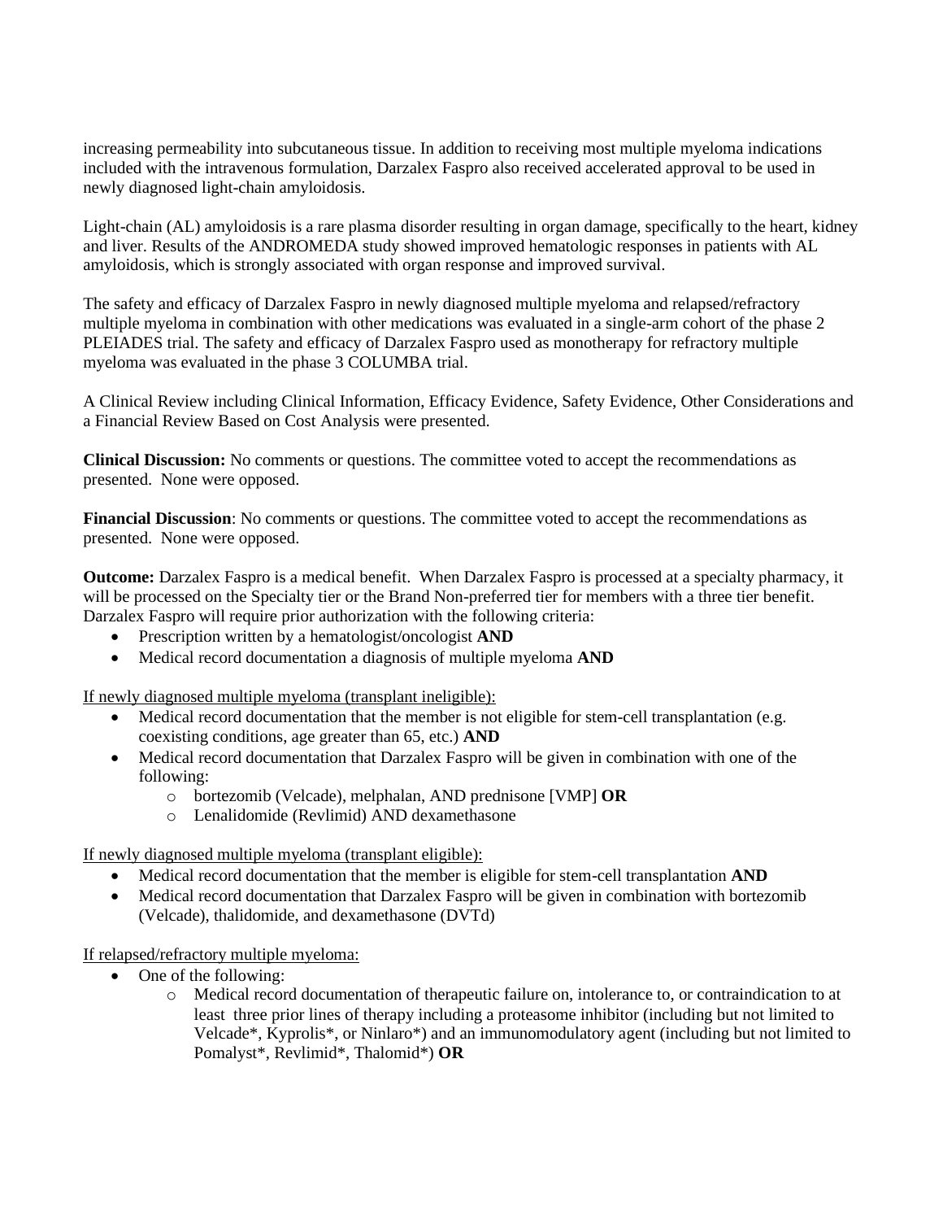increasing permeability into subcutaneous tissue. In addition to receiving most multiple myeloma indications included with the intravenous formulation, Darzalex Faspro also received accelerated approval to be used in newly diagnosed light-chain amyloidosis.

Light-chain (AL) amyloidosis is a rare plasma disorder resulting in organ damage, specifically to the heart, kidney and liver. Results of the ANDROMEDA study showed improved hematologic responses in patients with AL amyloidosis, which is strongly associated with organ response and improved survival.

The safety and efficacy of Darzalex Faspro in newly diagnosed multiple myeloma and relapsed/refractory multiple myeloma in combination with other medications was evaluated in a single-arm cohort of the phase 2 PLEIADES trial. The safety and efficacy of Darzalex Faspro used as monotherapy for refractory multiple myeloma was evaluated in the phase 3 COLUMBA trial.

A Clinical Review including Clinical Information, Efficacy Evidence, Safety Evidence, Other Considerations and a Financial Review Based on Cost Analysis were presented.

**Clinical Discussion:** No comments or questions. The committee voted to accept the recommendations as presented. None were opposed.

**Financial Discussion**: No comments or questions. The committee voted to accept the recommendations as presented. None were opposed.

**Outcome:** Darzalex Faspro is a medical benefit. When Darzalex Faspro is processed at a specialty pharmacy, it will be processed on the Specialty tier or the Brand Non-preferred tier for members with a three tier benefit. Darzalex Faspro will require prior authorization with the following criteria:

- Prescription written by a hematologist/oncologist **AND**
- Medical record documentation a diagnosis of multiple myeloma **AND**

<u>If newly diagnosed multiple myeloma (transplant ineligible):</u>

- Medical record documentation that the member is not eligible for stem-cell transplantation (e.g. coexisting conditions, age greater than 65, etc.) **AND**
- Medical record documentation that Darzalex Faspro will be given in combination with one of the following:
  - bortezomib (Velcade), melphalan, AND prednisone [VMP] **OR**
  - Lenalidomide (Revlimid) AND dexamethasone

<u>If newly diagnosed multiple myeloma (transplant eligible):</u>

- Medical record documentation that the member is eligible for stem-cell transplantation **AND**
- Medical record documentation that Darzalex Faspro will be given in combination with bortezomib (Velcade), thalidomide, and dexamethasone (DVTd)

<u>If relapsed/refractory multiple myeloma:</u>

- One of the following:
  - Medical record documentation of therapeutic failure on, intolerance to, or contraindication to at least three prior lines of therapy including a proteasome inhibitor (including but not limited to Velcade*, Kyprolis*, or Ninlaro*) and an immunomodulatory agent (including but not limited to Pomalyst*, Revlimid*, Thalomid*) **OR**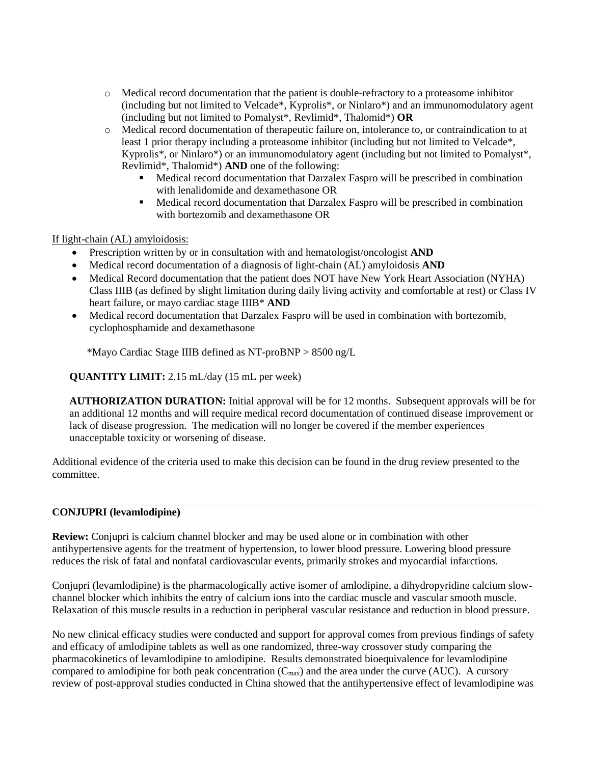- Medical record documentation that the patient is double-refractory to a proteasome inhibitor (including but not limited to Velcade*, Kyprolis*, or Ninlaro*) and an immunomodulatory agent (including but not limited to Pomalyst*, Revlimid*, Thalomid*) **OR**
- Medical record documentation of therapeutic failure on, intolerance to, or contraindication to at least 1 prior therapy including a proteasome inhibitor (including but not limited to Velcade*, Kyprolis*, or Ninlaro*) or an immunomodulatory agent (including but not limited to Pomalyst*, Revlimid*, Thalomid*) **AND** one of the following:
  - Medical record documentation that Darzalex Faspro will be prescribed in combination with lenalidomide and dexamethasone OR
  - Medical record documentation that Darzalex Faspro will be prescribed in combination with bortezomib and dexamethasone OR

If light-chain (AL) amyloidosis:

- Prescription written by or in consultation with and hematologist/oncologist **AND**
- Medical record documentation of a diagnosis of light-chain (AL) amyloidosis **AND**
- Medical Record documentation that the patient does NOT have New York Heart Association (NYHA) Class IIIB (as defined by slight limitation during daily living activity and comfortable at rest) or Class IV heart failure, or mayo cardiac stage IIIB* **AND**
- Medical record documentation that Darzalex Faspro will be used in combination with bortezomib, cyclophosphamide and dexamethasone

*Mayo Cardiac Stage IIIB defined as NT-proBNP > 8500 ng/L

**QUANTITY LIMIT:** 2.15 mL/day (15 mL per week)

**AUTHORIZATION DURATION:** Initial approval will be for 12 months. Subsequent approvals will be for an additional 12 months and will require medical record documentation of continued disease improvement or lack of disease progression. The medication will no longer be covered if the member experiences unacceptable toxicity or worsening of disease.

Additional evidence of the criteria used to make this decision can be found in the drug review presented to the committee.

---

**CONJUPRI (levamlodipine)**

**Review:** Conjupri is calcium channel blocker and may be used alone or in combination with other antihypertensive agents for the treatment of hypertension, to lower blood pressure. Lowering blood pressure reduces the risk of fatal and nonfatal cardiovascular events, primarily strokes and myocardial infarctions.

Conjupri (levamlodipine) is the pharmacologically active isomer of amlodipine, a dihydropyridine calcium slow-channel blocker which inhibits the entry of calcium ions into the cardiac muscle and vascular smooth muscle. Relaxation of this muscle results in a reduction in peripheral vascular resistance and reduction in blood pressure.

No new clinical efficacy studies were conducted and support for approval comes from previous findings of safety and efficacy of amlodipine tablets as well as one randomized, three-way crossover study comparing the pharmacokinetics of levamlodipine to amlodipine. Results demonstrated bioequivalence for levamlodipine compared to amlodipine for both peak concentration ($C_{max}$) and the area under the curve (AUC). A cursory review of post-approval studies conducted in China showed that the antihypertensive effect of levamlodipine was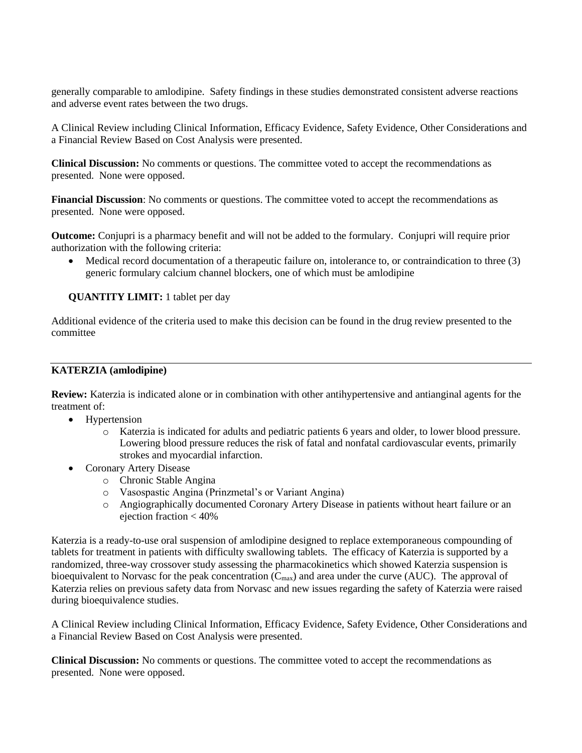generally comparable to amlodipine. Safety findings in these studies demonstrated consistent adverse reactions and adverse event rates between the two drugs.

A Clinical Review including Clinical Information, Efficacy Evidence, Safety Evidence, Other Considerations and a Financial Review Based on Cost Analysis were presented.

**Clinical Discussion:** No comments or questions. The committee voted to accept the recommendations as presented. None were opposed.

**Financial Discussion**: No comments or questions. The committee voted to accept the recommendations as presented. None were opposed.

**Outcome:** Conjupri is a pharmacy benefit and will not be added to the formulary. Conjupri will require prior authorization with the following criteria:

- Medical record documentation of a therapeutic failure on, intolerance to, or contraindication to three (3) generic formulary calcium channel blockers, one of which must be amlodipine

**QUANTITY LIMIT:** 1 tablet per day

Additional evidence of the criteria used to make this decision can be found in the drug review presented to the committee

---

**KATERZIA (amlodipine)**

**Review:** Katerzia is indicated alone or in combination with other antihypertensive and antianginal agents for the treatment of:

- Hypertension
  - Katerzia is indicated for adults and pediatric patients 6 years and older, to lower blood pressure. Lowering blood pressure reduces the risk of fatal and nonfatal cardiovascular events, primarily strokes and myocardial infarction.
- Coronary Artery Disease
  - Chronic Stable Angina
  - Vasospastic Angina (Prinzmetal's or Variant Angina)
  - Angiographically documented Coronary Artery Disease in patients without heart failure or an ejection fraction < 40%

Katerzia is a ready-to-use oral suspension of amlodipine designed to replace extemporaneous compounding of tablets for treatment in patients with difficulty swallowing tablets. The efficacy of Katerzia is supported by a randomized, three-way crossover study assessing the pharmacokinetics which showed Katerzia suspension is bioequivalent to Norvasc for the peak concentration ($C_{max}$) and area under the curve (AUC). The approval of Katerzia relies on previous safety data from Norvasc and new issues regarding the safety of Katerzia were raised during bioequivalence studies.

A Clinical Review including Clinical Information, Efficacy Evidence, Safety Evidence, Other Considerations and a Financial Review Based on Cost Analysis were presented.

**Clinical Discussion:** No comments or questions. The committee voted to accept the recommendations as presented. None were opposed.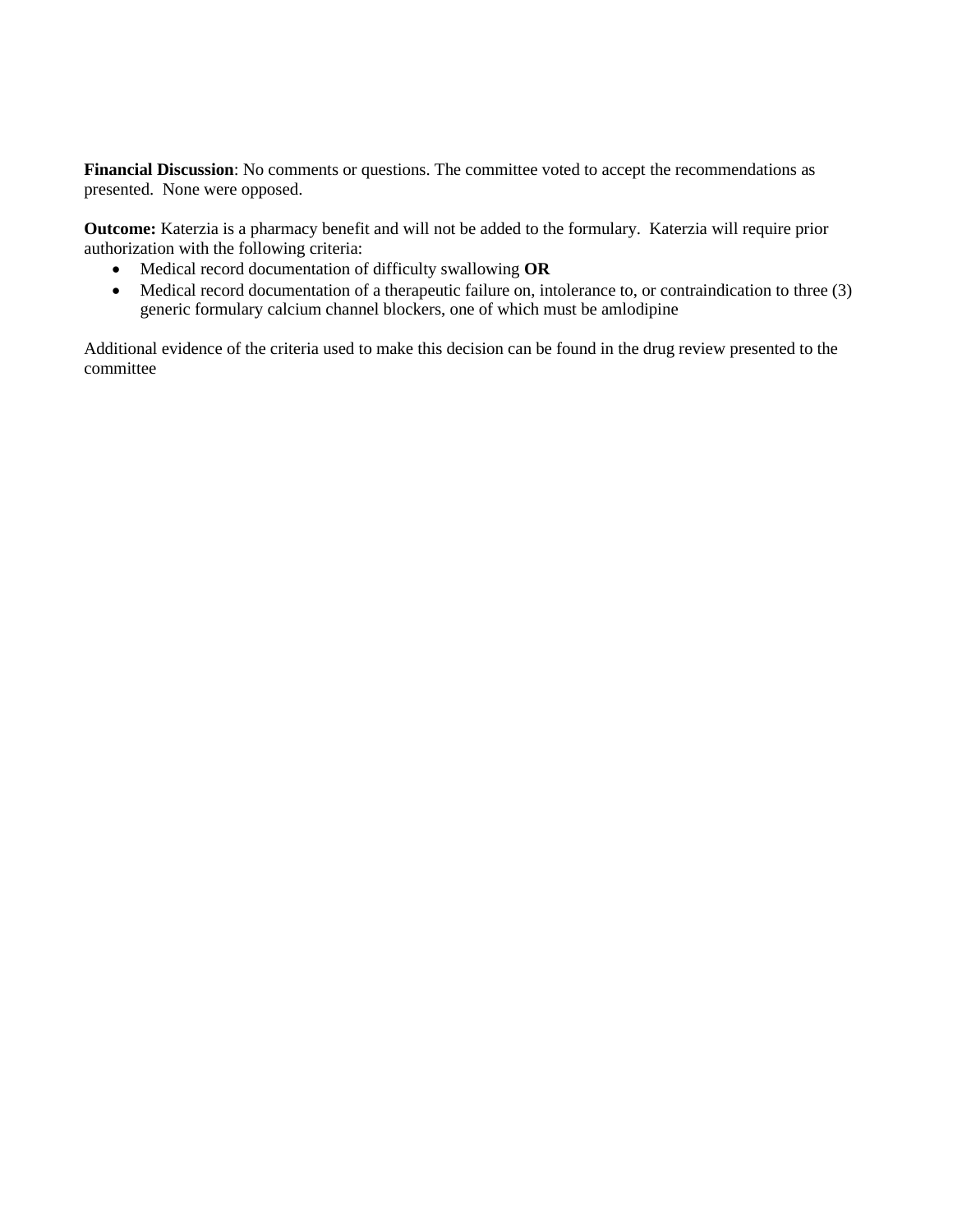**Financial Discussion**: No comments or questions. The committee voted to accept the recommendations as presented. None were opposed.

**Outcome:** Katerzia is a pharmacy benefit and will not be added to the formulary. Katerzia will require prior authorization with the following criteria:

- Medical record documentation of difficulty swallowing **OR**
- Medical record documentation of a therapeutic failure on, intolerance to, or contraindication to three (3) generic formulary calcium channel blockers, one of which must be amlodipine

Additional evidence of the criteria used to make this decision can be found in the drug review presented to the committee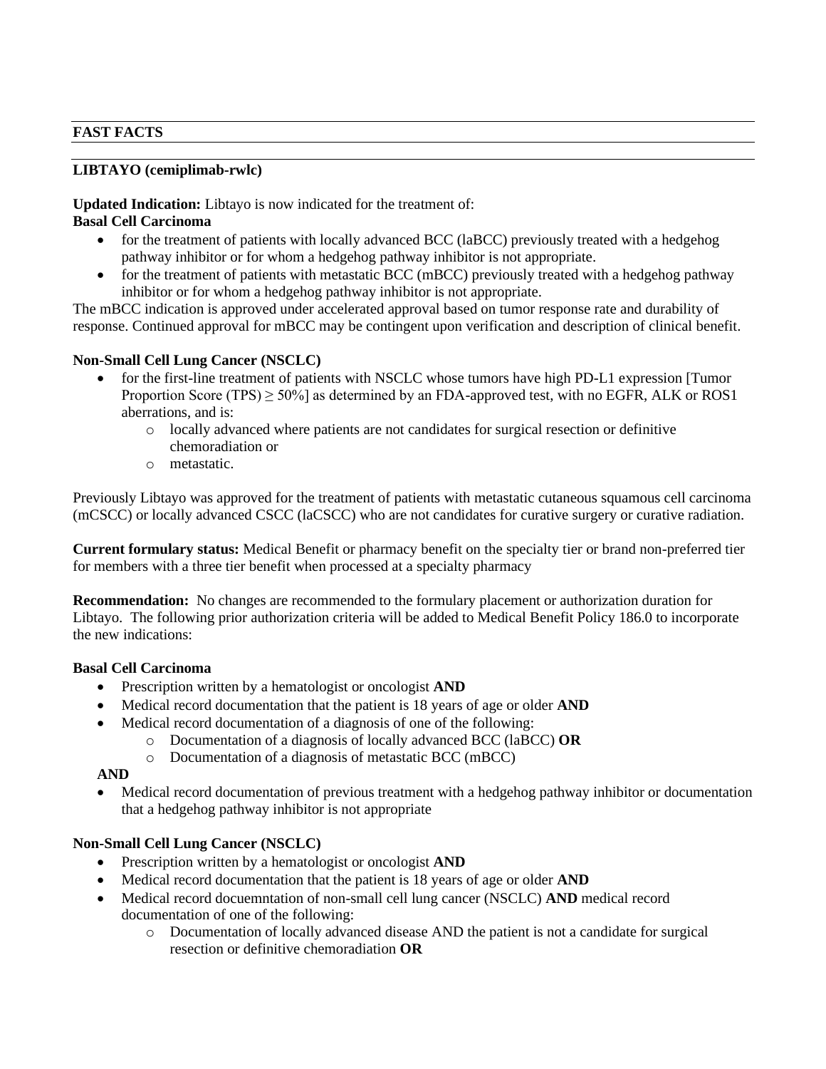**FAST FACTS**

**LIBTAYO (cemiplimab-rwlc)**

**Updated Indication:** Libtayo is now indicated for the treatment of:

**Basal Cell Carcinoma**

- for the treatment of patients with locally advanced BCC (laBCC) previously treated with a hedgehog pathway inhibitor or for whom a hedgehog pathway inhibitor is not appropriate.
- for the treatment of patients with metastatic BCC (mBCC) previously treated with a hedgehog pathway inhibitor or for whom a hedgehog pathway inhibitor is not appropriate.

The mBCC indication is approved under accelerated approval based on tumor response rate and durability of response. Continued approval for mBCC may be contingent upon verification and description of clinical benefit.

**Non-Small Cell Lung Cancer (NSCLC)**

- for the first-line treatment of patients with NSCLC whose tumors have high PD-L1 expression [Tumor Proportion Score (TPS) ≥ 50%] as determined by an FDA-approved test, with no EGFR, ALK or ROS1 aberrations, and is:
    - locally advanced where patients are not candidates for surgical resection or definitive chemoradiation or
    - metastatic.

Previously Libtayo was approved for the treatment of patients with metastatic cutaneous squamous cell carcinoma (mCSCC) or locally advanced CSCC (laCSCC) who are not candidates for curative surgery or curative radiation.

**Current formulary status:** Medical Benefit or pharmacy benefit on the specialty tier or brand non-preferred tier for members with a three tier benefit when processed at a specialty pharmacy

**Recommendation:** No changes are recommended to the formulary placement or authorization duration for Libtayo. The following prior authorization criteria will be added to Medical Benefit Policy 186.0 to incorporate the new indications:

**Basal Cell Carcinoma**

- Prescription written by a hematologist or oncologist **AND**
- Medical record documentation that the patient is 18 years of age or older **AND**
- Medical record documentation of a diagnosis of one of the following:
    - Documentation of a diagnosis of locally advanced BCC (laBCC) **OR**
    - Documentation of a diagnosis of metastatic BCC (mBCC)

**AND**

- Medical record documentation of previous treatment with a hedgehog pathway inhibitor or documentation that a hedgehog pathway inhibitor is not appropriate

**Non-Small Cell Lung Cancer (NSCLC)**

- Prescription written by a hematologist or oncologist **AND**
- Medical record documentation that the patient is 18 years of age or older **AND**
- Medical record docuemntation of non-small cell lung cancer (NSCLC) **AND** medical record documentation of one of the following:
    - Documentation of locally advanced disease AND the patient is not a candidate for surgical resection or definitive chemoradiation **OR**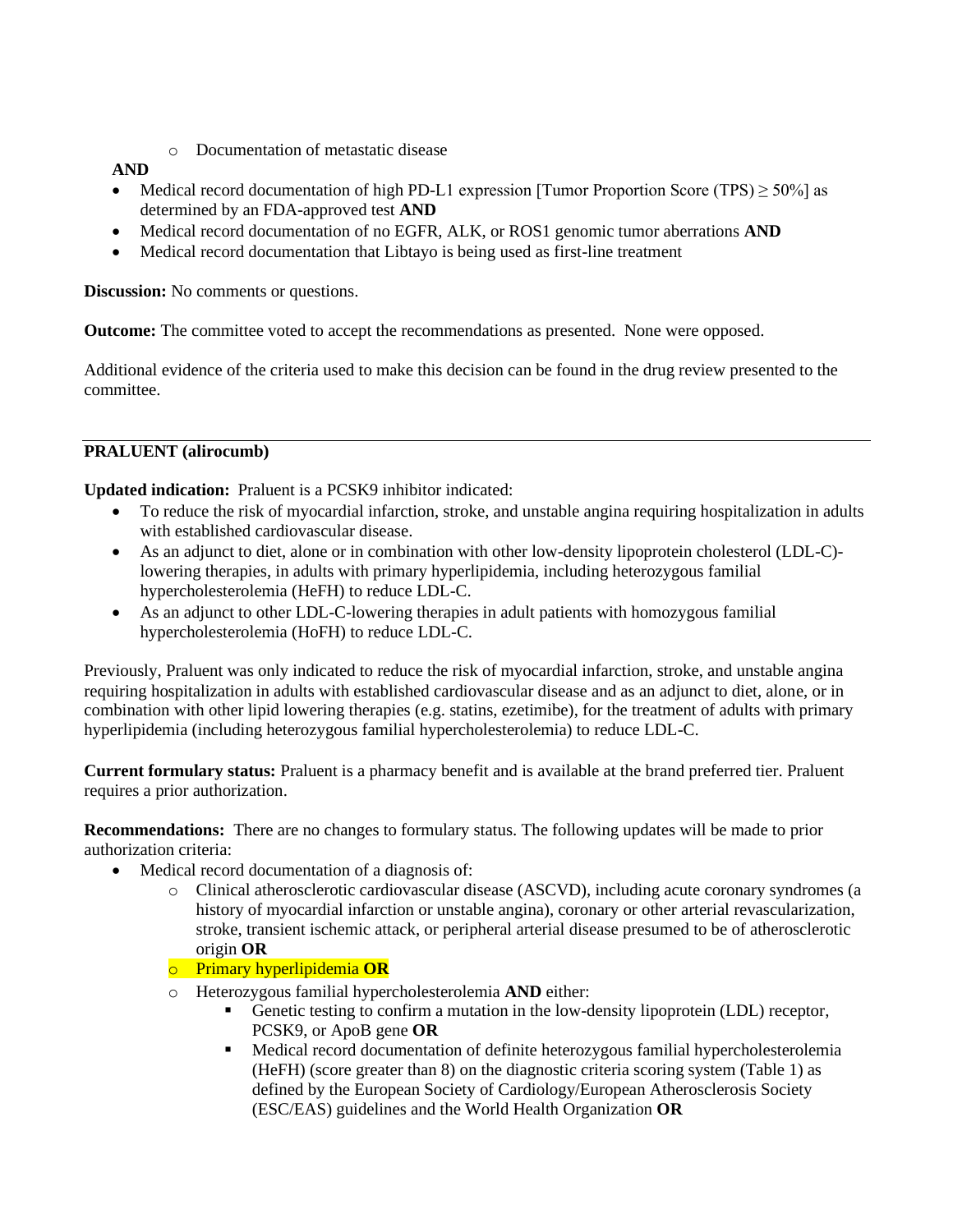- Documentation of metastatic disease

**AND**

- Medical record documentation of high PD-L1 expression [Tumor Proportion Score (TPS) ≥ 50%] as determined by an FDA-approved test **AND**
- Medical record documentation of no EGFR, ALK, or ROS1 genomic tumor aberrations **AND**
- Medical record documentation that Libtayo is being used as first-line treatment

**Discussion:** No comments or questions.

**Outcome:** The committee voted to accept the recommendations as presented. None were opposed.

Additional evidence of the criteria used to make this decision can be found in the drug review presented to the committee.

---

**PRALUENT (alirocumb)**

**Updated indication:** Praluent is a PCSK9 inhibitor indicated:

- To reduce the risk of myocardial infarction, stroke, and unstable angina requiring hospitalization in adults with established cardiovascular disease.
- As an adjunct to diet, alone or in combination with other low-density lipoprotein cholesterol (LDL-C)-lowering therapies, in adults with primary hyperlipidemia, including heterozygous familial hypercholesterolemia (HeFH) to reduce LDL-C.
- As an adjunct to other LDL-C-lowering therapies in adult patients with homozygous familial hypercholesterolemia (HoFH) to reduce LDL-C.

Previously, Praluent was only indicated to reduce the risk of myocardial infarction, stroke, and unstable angina requiring hospitalization in adults with established cardiovascular disease and as an adjunct to diet, alone, or in combination with other lipid lowering therapies (e.g. statins, ezetimibe), for the treatment of adults with primary hyperlipidemia (including heterozygous familial hypercholesterolemia) to reduce LDL-C.

**Current formulary status:** Praluent is a pharmacy benefit and is available at the brand preferred tier. Praluent requires a prior authorization.

**Recommendations:** There are no changes to formulary status. The following updates will be made to prior authorization criteria:

- Medical record documentation of a diagnosis of:
  - Clinical atherosclerotic cardiovascular disease (ASCVD), including acute coronary syndromes (a history of myocardial infarction or unstable angina), coronary or other arterial revascularization, stroke, transient ischemic attack, or peripheral arterial disease presumed to be of atherosclerotic origin **OR**
  - Primary hyperlipidemia **OR**
  - Heterozygous familial hypercholesterolemia **AND** either:
    - Genetic testing to confirm a mutation in the low-density lipoprotein (LDL) receptor, PCSK9, or ApoB gene **OR**
    - Medical record documentation of definite heterozygous familial hypercholesterolemia (HeFH) (score greater than 8) on the diagnostic criteria scoring system (Table 1) as defined by the European Society of Cardiology/European Atherosclerosis Society (ESC/EAS) guidelines and the World Health Organization **OR**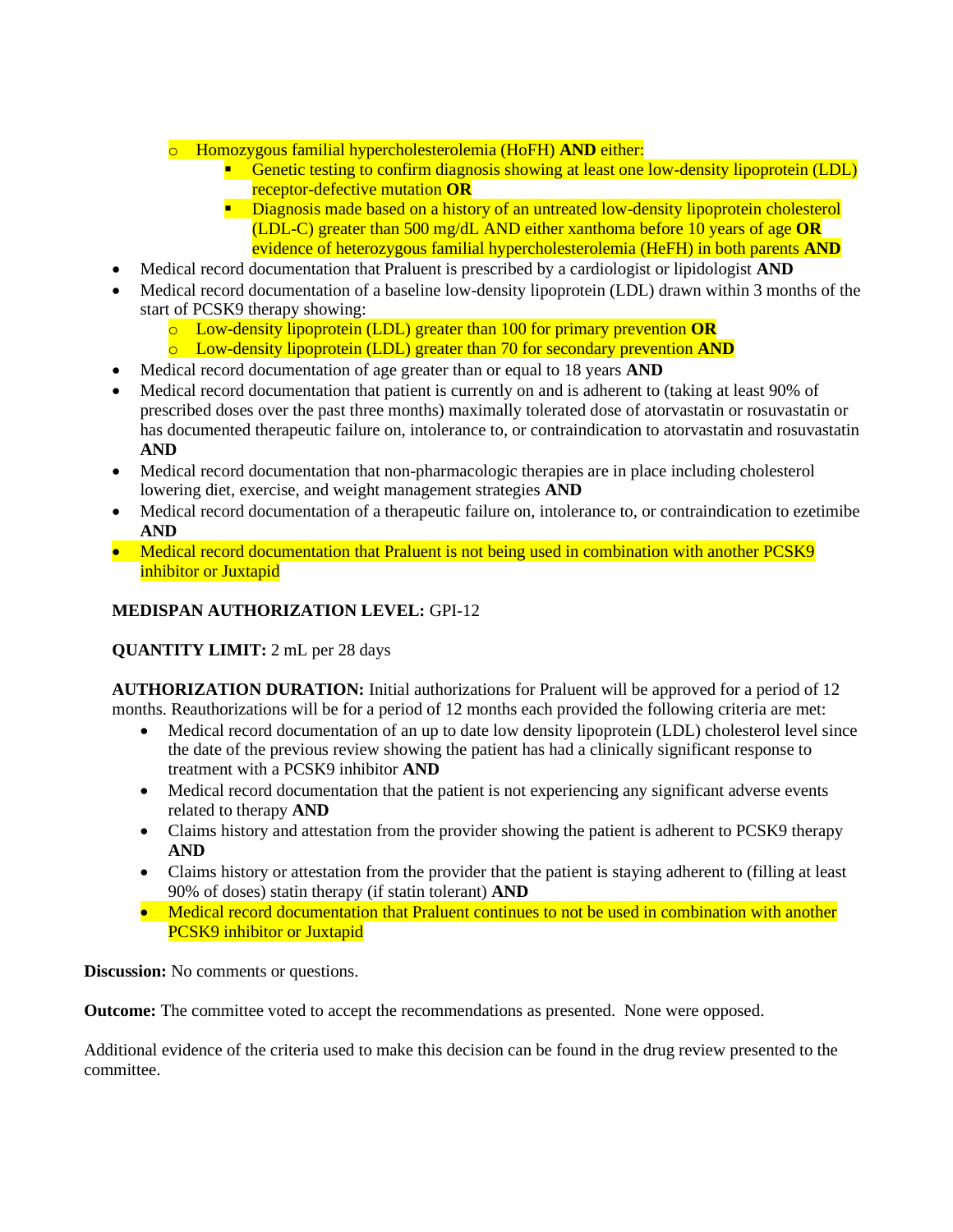- Homozygous familial hypercholesterolemia (HoFH) **AND** either:
        - Genetic testing to confirm diagnosis showing at least one low-density lipoprotein (LDL) receptor-defective mutation **OR**
        - Diagnosis made based on a history of an untreated low-density lipoprotein cholesterol (LDL-C) greater than 500 mg/dL AND either xanthoma before 10 years of age **OR** evidence of heterozygous familial hypercholesterolemia (HeFH) in both parents **AND**
- Medical record documentation that Praluent is prescribed by a cardiologist or lipidologist **AND**
- Medical record documentation of a baseline low-density lipoprotein (LDL) drawn within 3 months of the start of PCSK9 therapy showing:
    - Low-density lipoprotein (LDL) greater than 100 for primary prevention **OR**
    - Low-density lipoprotein (LDL) greater than 70 for secondary prevention **AND**
- Medical record documentation of age greater than or equal to 18 years **AND**
- Medical record documentation that patient is currently on and is adherent to (taking at least 90% of prescribed doses over the past three months) maximally tolerated dose of atorvastatin or rosuvastatin or has documented therapeutic failure on, intolerance to, or contraindication to atorvastatin and rosuvastatin **AND**
- Medical record documentation that non-pharmacologic therapies are in place including cholesterol lowering diet, exercise, and weight management strategies **AND**
- Medical record documentation of a therapeutic failure on, intolerance to, or contraindication to ezetimibe **AND**
- Medical record documentation that Praluent is not being used in combination with another PCSK9 inhibitor or Juxtapid

**MEDISPAN AUTHORIZATION LEVEL:** GPI-12

**QUANTITY LIMIT:** 2 mL per 28 days

**AUTHORIZATION DURATION:** Initial authorizations for Praluent will be approved for a period of 12 months. Reauthorizations will be for a period of 12 months each provided the following criteria are met:

- Medical record documentation of an up to date low density lipoprotein (LDL) cholesterol level since the date of the previous review showing the patient has had a clinically significant response to treatment with a PCSK9 inhibitor **AND**
- Medical record documentation that the patient is not experiencing any significant adverse events related to therapy **AND**
- Claims history and attestation from the provider showing the patient is adherent to PCSK9 therapy **AND**
- Claims history or attestation from the provider that the patient is staying adherent to (filling at least 90% of doses) statin therapy (if statin tolerant) **AND**
- Medical record documentation that Praluent continues to not be used in combination with another PCSK9 inhibitor or Juxtapid

**Discussion:** No comments or questions.

**Outcome:** The committee voted to accept the recommendations as presented. None were opposed.

Additional evidence of the criteria used to make this decision can be found in the drug review presented to the committee.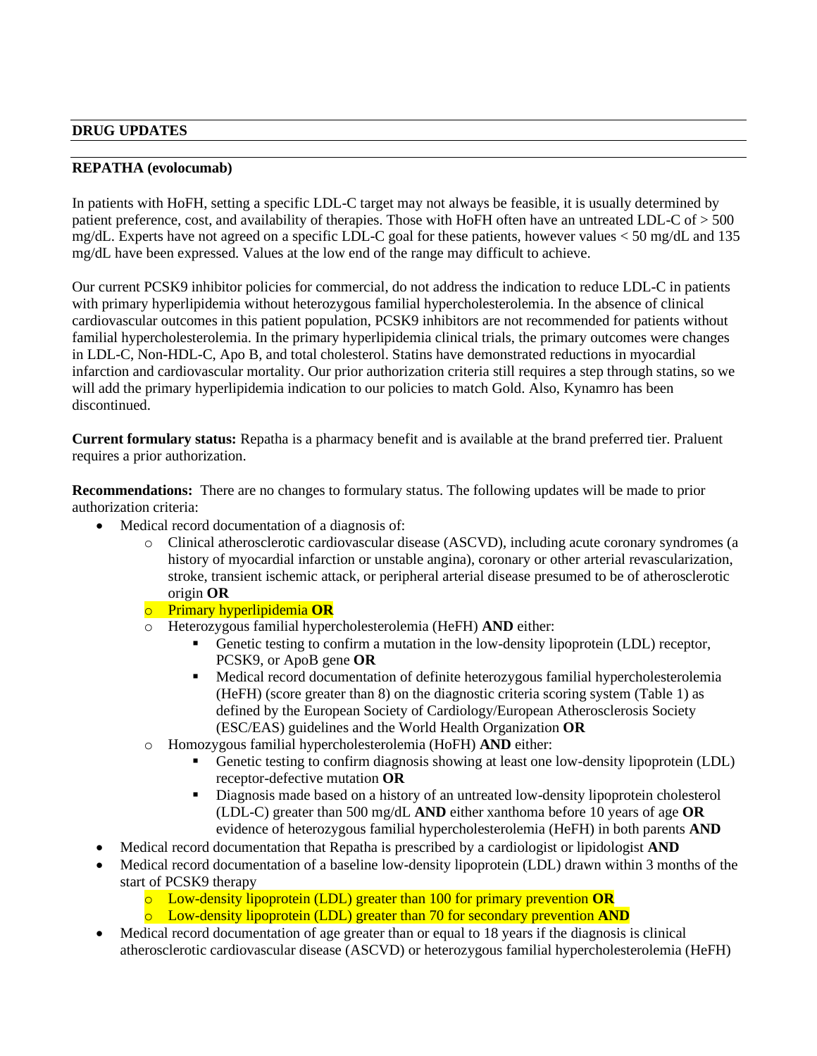## DRUG UPDATES

### REPATHA (evolocumab)

In patients with HoFH, setting a specific LDL-C target may not always be feasible, it is usually determined by patient preference, cost, and availability of therapies. Those with HoFH often have an untreated LDL-C of > 500 mg/dL. Experts have not agreed on a specific LDL-C goal for these patients, however values < 50 mg/dL and 135 mg/dL have been expressed. Values at the low end of the range may difficult to achieve.

Our current PCSK9 inhibitor policies for commercial, do not address the indication to reduce LDL-C in patients with primary hyperlipidemia without heterozygous familial hypercholesterolemia. In the absence of clinical cardiovascular outcomes in this patient population, PCSK9 inhibitors are not recommended for patients without familial hypercholesterolemia. In the primary hyperlipidemia clinical trials, the primary outcomes were changes in LDL-C, Non-HDL-C, Apo B, and total cholesterol. Statins have demonstrated reductions in myocardial infarction and cardiovascular mortality. Our prior authorization criteria still requires a step through statins, so we will add the primary hyperlipidemia indication to our policies to match Gold. Also, Kynamro has been discontinued.

**Current formulary status:** Repatha is a pharmacy benefit and is available at the brand preferred tier. Praluent requires a prior authorization.

**Recommendations:** There are no changes to formulary status. The following updates will be made to prior authorization criteria:

- Medical record documentation of a diagnosis of:
  - Clinical atherosclerotic cardiovascular disease (ASCVD), including acute coronary syndromes (a history of myocardial infarction or unstable angina), coronary or other arterial revascularization, stroke, transient ischemic attack, or peripheral arterial disease presumed to be of atherosclerotic origin **OR**
  - Primary hyperlipidemia **OR**
  - Heterozygous familial hypercholesterolemia (HeFH) **AND** either:
    - Genetic testing to confirm a mutation in the low-density lipoprotein (LDL) receptor, PCSK9, or ApoB gene **OR**
    - Medical record documentation of definite heterozygous familial hypercholesterolemia (HeFH) (score greater than 8) on the diagnostic criteria scoring system (Table 1) as defined by the European Society of Cardiology/European Atherosclerosis Society (ESC/EAS) guidelines and the World Health Organization **OR**
  - Homozygous familial hypercholesterolemia (HoFH) **AND** either:
    - Genetic testing to confirm diagnosis showing at least one low-density lipoprotein (LDL) receptor-defective mutation **OR**
    - Diagnosis made based on a history of an untreated low-density lipoprotein cholesterol (LDL-C) greater than 500 mg/dL **AND** either xanthoma before 10 years of age **OR** evidence of heterozygous familial hypercholesterolemia (HeFH) in both parents **AND**
- Medical record documentation that Repatha is prescribed by a cardiologist or lipidologist **AND**
- Medical record documentation of a baseline low-density lipoprotein (LDL) drawn within 3 months of the start of PCSK9 therapy
  - Low-density lipoprotein (LDL) greater than 100 for primary prevention **OR**
  - Low-density lipoprotein (LDL) greater than 70 for secondary prevention **AND**
- Medical record documentation of age greater than or equal to 18 years if the diagnosis is clinical atherosclerotic cardiovascular disease (ASCVD) or heterozygous familial hypercholesterolemia (HeFH)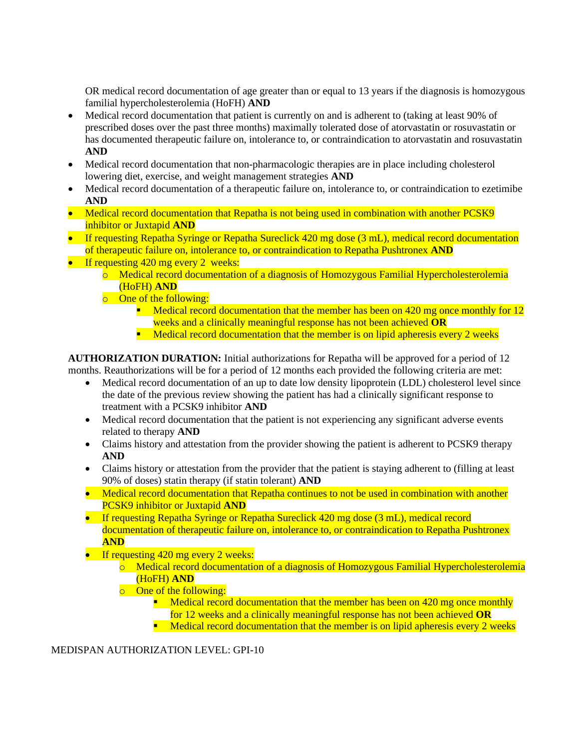OR medical record documentation of age greater than or equal to 13 years if the diagnosis is homozygous familial hypercholesterolemia (HoFH) **AND**

- Medical record documentation that patient is currently on and is adherent to (taking at least 90% of prescribed doses over the past three months) maximally tolerated dose of atorvastatin or rosuvastatin or has documented therapeutic failure on, intolerance to, or contraindication to atorvastatin and rosuvastatin **AND**
- Medical record documentation that non-pharmacologic therapies are in place including cholesterol lowering diet, exercise, and weight management strategies **AND**
- Medical record documentation of a therapeutic failure on, intolerance to, or contraindication to ezetimibe **AND**
- Medical record documentation that Repatha is not being used in combination with another PCSK9 inhibitor or Juxtapid **AND**
- If requesting Repatha Syringe or Repatha Sureclick 420 mg dose (3 mL), medical record documentation of therapeutic failure on, intolerance to, or contraindication to Repatha Pushtronex **AND**
- If requesting 420 mg every 2 weeks:
    - Medical record documentation of a diagnosis of Homozygous Familial Hypercholesterolemia (HoFH) **AND**
    - One of the following:
        - Medical record documentation that the member has been on 420 mg once monthly for 12 weeks and a clinically meaningful response has not been achieved **OR**
        - Medical record documentation that the member is on lipid apheresis every 2 weeks

**AUTHORIZATION DURATION:** Initial authorizations for Repatha will be approved for a period of 12 months. Reauthorizations will be for a period of 12 months each provided the following criteria are met:

- Medical record documentation of an up to date low density lipoprotein (LDL) cholesterol level since the date of the previous review showing the patient has had a clinically significant response to treatment with a PCSK9 inhibitor **AND**
- Medical record documentation that the patient is not experiencing any significant adverse events related to therapy **AND**
- Claims history and attestation from the provider showing the patient is adherent to PCSK9 therapy **AND**
- Claims history or attestation from the provider that the patient is staying adherent to (filling at least 90% of doses) statin therapy (if statin tolerant) **AND**
- Medical record documentation that Repatha continues to not be used in combination with another PCSK9 inhibitor or Juxtapid **AND**
- If requesting Repatha Syringe or Repatha Sureclick 420 mg dose (3 mL), medical record documentation of therapeutic failure on, intolerance to, or contraindication to Repatha Pushtronex **AND**
- If requesting 420 mg every 2 weeks:
    - Medical record documentation of a diagnosis of Homozygous Familial Hypercholesterolemia (HoFH) **AND**
    - One of the following:
        - Medical record documentation that the member has been on 420 mg once monthly for 12 weeks and a clinically meaningful response has not been achieved **OR**
        - Medical record documentation that the member is on lipid apheresis every 2 weeks

MEDISPAN AUTHORIZATION LEVEL: GPI-10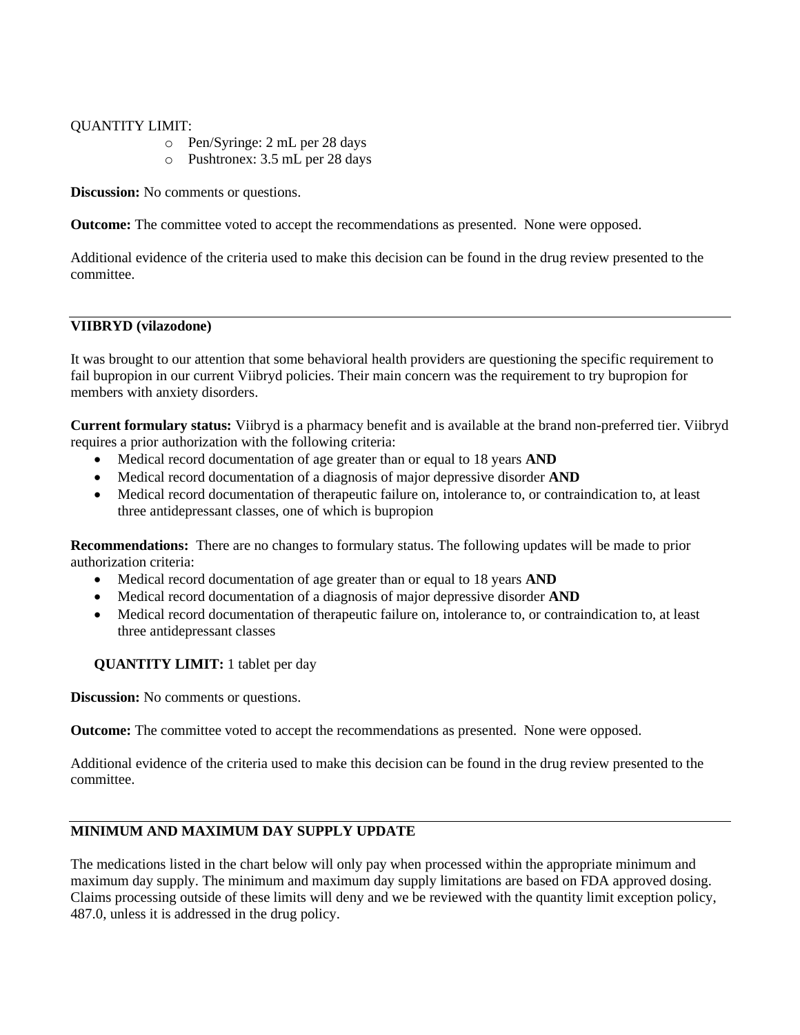QUANTITY LIMIT:

- Pen/Syringe: 2 mL per 28 days
- Pushtronex: 3.5 mL per 28 days

**Discussion:** No comments or questions.

**Outcome:** The committee voted to accept the recommendations as presented. None were opposed.

Additional evidence of the criteria used to make this decision can be found in the drug review presented to the committee.

---

## VIIBRYD (vilazodone)

It was brought to our attention that some behavioral health providers are questioning the specific requirement to fail bupropion in our current Viibryd policies. Their main concern was the requirement to try bupropion for members with anxiety disorders.

**Current formulary status:** Viibryd is a pharmacy benefit and is available at the brand non-preferred tier. Viibryd requires a prior authorization with the following criteria:

- Medical record documentation of age greater than or equal to 18 years **AND**
- Medical record documentation of a diagnosis of major depressive disorder **AND**
- Medical record documentation of therapeutic failure on, intolerance to, or contraindication to, at least three antidepressant classes, one of which is bupropion

**Recommendations:** There are no changes to formulary status. The following updates will be made to prior authorization criteria:

- Medical record documentation of age greater than or equal to 18 years **AND**
- Medical record documentation of a diagnosis of major depressive disorder **AND**
- Medical record documentation of therapeutic failure on, intolerance to, or contraindication to, at least three antidepressant classes

**QUANTITY LIMIT:** 1 tablet per day

**Discussion:** No comments or questions.

**Outcome:** The committee voted to accept the recommendations as presented. None were opposed.

Additional evidence of the criteria used to make this decision can be found in the drug review presented to the committee.

---

## MINIMUM AND MAXIMUM DAY SUPPLY UPDATE

The medications listed in the chart below will only pay when processed within the appropriate minimum and maximum day supply. The minimum and maximum day supply limitations are based on FDA approved dosing. Claims processing outside of these limits will deny and we be reviewed with the quantity limit exception policy, 487.0, unless it is addressed in the drug policy.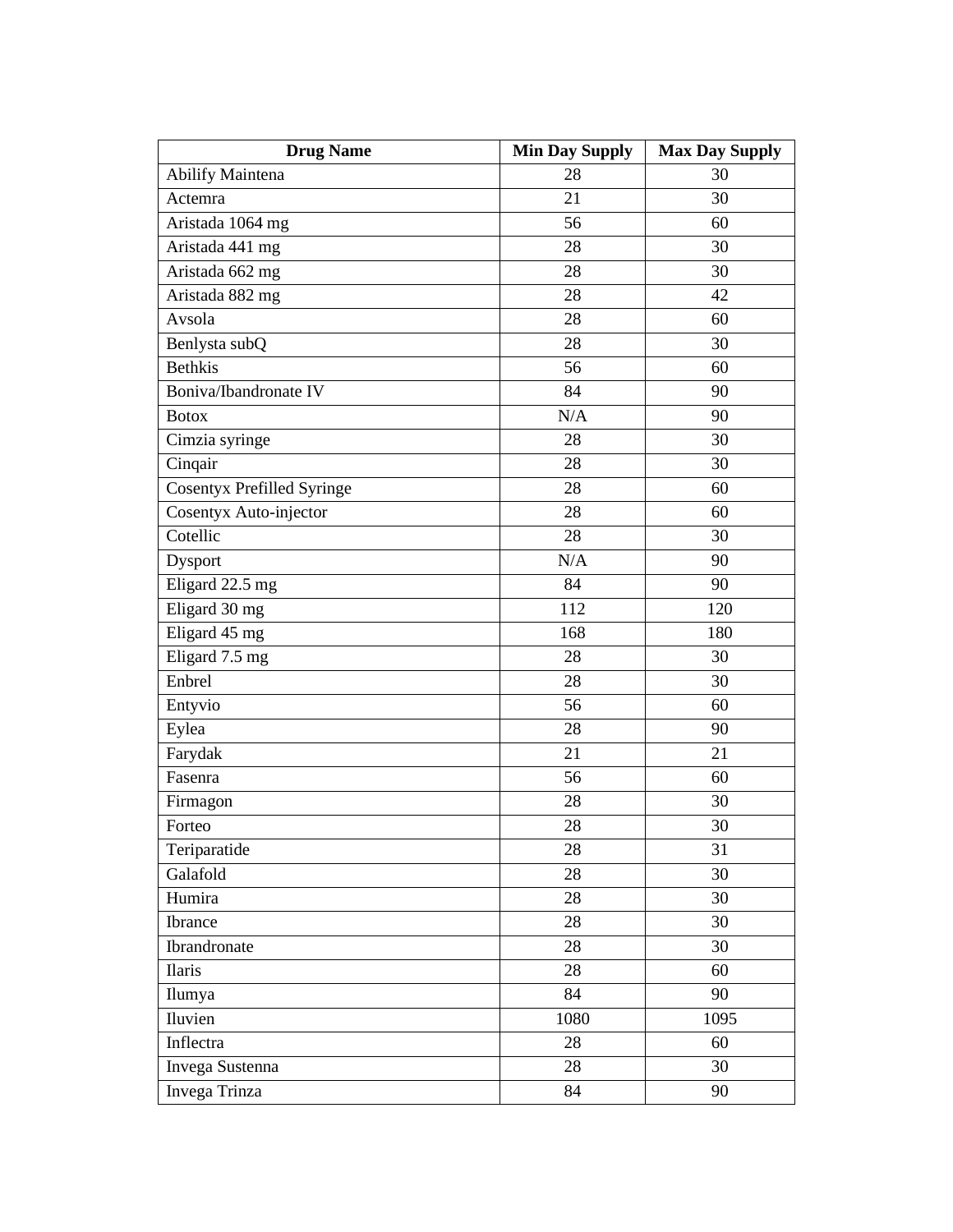| Drug Name | Min Day Supply | Max Day Supply |
| --- | --- | --- |
| Abilify Maintena | 28 | 30 |
| Actemra | 21 | 30 |
| Aristada 1064 mg | 56 | 60 |
| Aristada 441 mg | 28 | 30 |
| Aristada 662 mg | 28 | 30 |
| Aristada 882 mg | 28 | 42 |
| Avsola | 28 | 60 |
| Benlysta subQ | 28 | 30 |
| Bethkis | 56 | 60 |
| Boniva/Ibandronate IV | 84 | 90 |
| Botox | N/A | 90 |
| Cimzia syringe | 28 | 30 |
| Cinqair | 28 | 30 |
| Cosentyx Prefilled Syringe | 28 | 60 |
| Cosentyx Auto-injector | 28 | 60 |
| Cotellic | 28 | 30 |
| Dysport | N/A | 90 |
| Eligard 22.5 mg | 84 | 90 |
| Eligard 30 mg | 112 | 120 |
| Eligard 45 mg | 168 | 180 |
| Eligard 7.5 mg | 28 | 30 |
| Enbrel | 28 | 30 |
| Entyvio | 56 | 60 |
| Eylea | 28 | 90 |
| Farydak | 21 | 21 |
| Fasenra | 56 | 60 |
| Firmagon | 28 | 30 |
| Forteo | 28 | 30 |
| Teriparatide | 28 | 31 |
| Galafold | 28 | 30 |
| Humira | 28 | 30 |
| Ibrance | 28 | 30 |
| Ibrandronate | 28 | 30 |
| Ilaris | 28 | 60 |
| Ilumya | 84 | 90 |
| Iluvien | 1080 | 1095 |
| Inflectra | 28 | 60 |
| Invega Sustenna | 28 | 30 |
| Invega Trinza | 84 | 90 |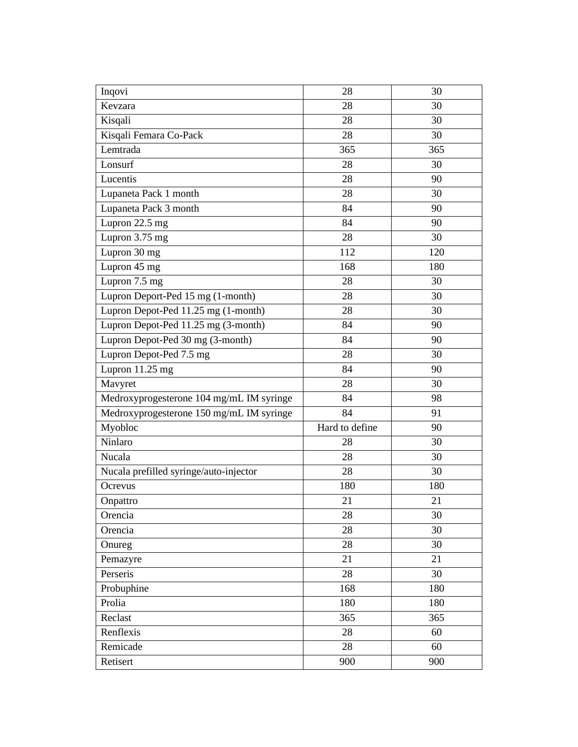| Inqovi | 28 | 30 |
|---|---|---|
| Kevzara | 28 | 30 |
| Kisqali | 28 | 30 |
| Kisqali Femara Co-Pack | 28 | 30 |
| Lemtrada | 365 | 365 |
| Lonsurf | 28 | 30 |
| Lucentis | 28 | 90 |
| Lupaneta Pack 1 month | 28 | 30 |
| Lupaneta Pack 3 month | 84 | 90 |
| Lupron 22.5 mg | 84 | 90 |
| Lupron 3.75 mg | 28 | 30 |
| Lupron 30 mg | 112 | 120 |
| Lupron 45 mg | 168 | 180 |
| Lupron 7.5 mg | 28 | 30 |
| Lupron Deport-Ped 15 mg (1-month) | 28 | 30 |
| Lupron Depot-Ped 11.25 mg (1-month) | 28 | 30 |
| Lupron Depot-Ped 11.25 mg (3-month) | 84 | 90 |
| Lupron Depot-Ped 30 mg (3-month) | 84 | 90 |
| Lupron Depot-Ped 7.5 mg | 28 | 30 |
| Lupron 11.25 mg | 84 | 90 |
| Mavyret | 28 | 30 |
| Medroxyprogesterone 104 mg/mL IM syringe | 84 | 98 |
| Medroxyprogesterone 150 mg/mL IM syringe | 84 | 91 |
| Myobloc | Hard to define | 90 |
| Ninlaro | 28 | 30 |
| Nucala | 28 | 30 |
| Nucala prefilled syringe/auto-injector | 28 | 30 |
| Ocrevus | 180 | 180 |
| Onpattro | 21 | 21 |
| Orencia | 28 | 30 |
| Orencia | 28 | 30 |
| Onureg | 28 | 30 |
| Pemazyre | 21 | 21 |
| Perseris | 28 | 30 |
| Probuphine | 168 | 180 |
| Prolia | 180 | 180 |
| Reclast | 365 | 365 |
| Renflexis | 28 | 60 |
| Remicade | 28 | 60 |
| Retisert | 900 | 900 |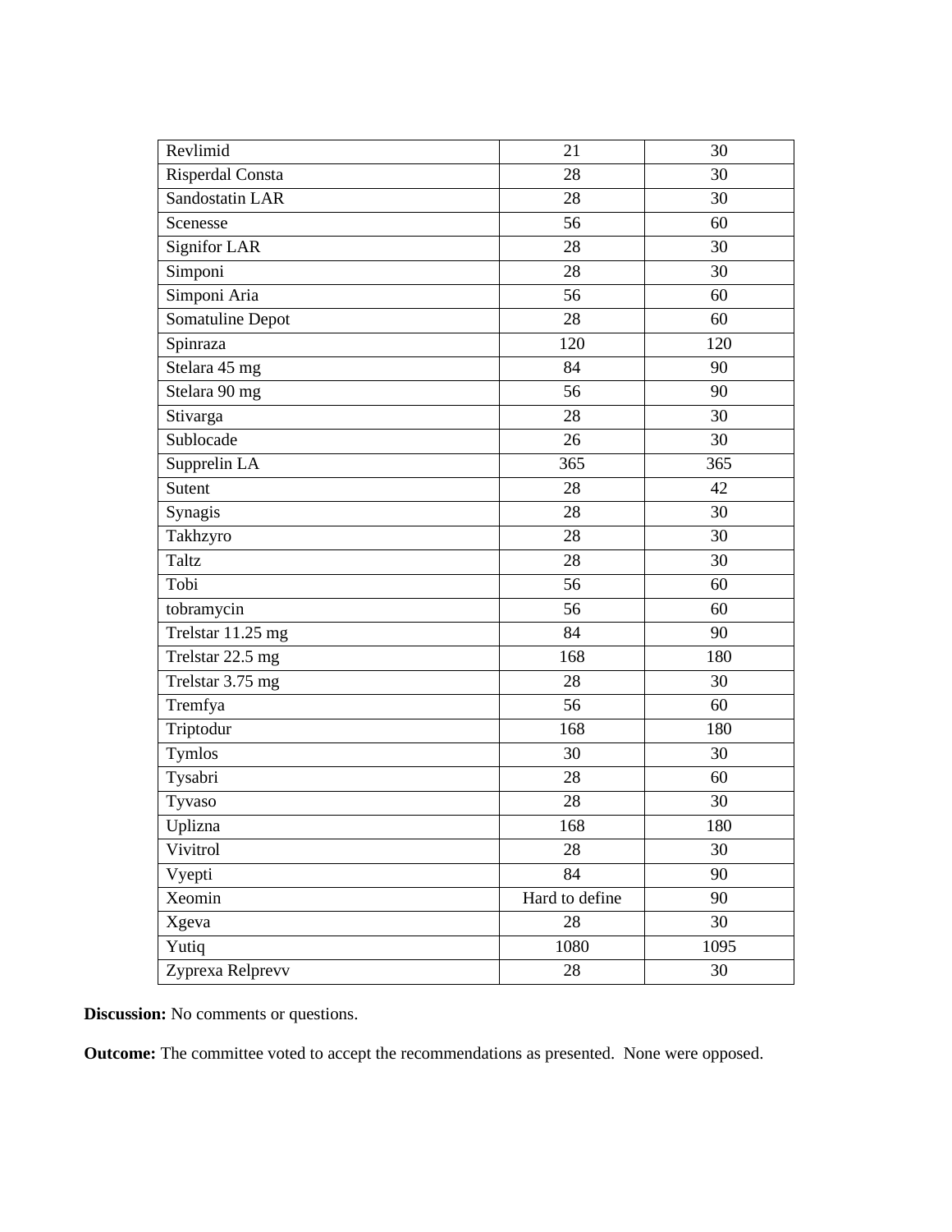| | | |
|---|---|---|
| Revlimid | 21 | 30 |
| Risperdal Consta | 28 | 30 |
| Sandostatin LAR | 28 | 30 |
| Scenesse | 56 | 60 |
| Signifor LAR | 28 | 30 |
| Simponi | 28 | 30 |
| Simponi Aria | 56 | 60 |
| Somatuline Depot | 28 | 60 |
| Spinraza | 120 | 120 |
| Stelara 45 mg | 84 | 90 |
| Stelara 90 mg | 56 | 90 |
| Stivarga | 28 | 30 |
| Sublocade | 26 | 30 |
| Supprelin LA | 365 | 365 |
| Sutent | 28 | 42 |
| Synagis | 28 | 30 |
| Takhzyro | 28 | 30 |
| Taltz | 28 | 30 |
| Tobi | 56 | 60 |
| tobramycin | 56 | 60 |
| Trelstar 11.25 mg | 84 | 90 |
| Trelstar 22.5 mg | 168 | 180 |
| Trelstar 3.75 mg | 28 | 30 |
| Tremfya | 56 | 60 |
| Triptodur | 168 | 180 |
| Tymlos | 30 | 30 |
| Tysabri | 28 | 60 |
| Tyvaso | 28 | 30 |
| Uplizna | 168 | 180 |
| Vivitrol | 28 | 30 |
| Vyepti | 84 | 90 |
| Xeomin | Hard to define | 90 |
| Xgeva | 28 | 30 |
| Yutiq | 1080 | 1095 |
| Zyprexa Relprevv | 28 | 30 |

**Discussion:** No comments or questions.

**Outcome:** The committee voted to accept the recommendations as presented. None were opposed.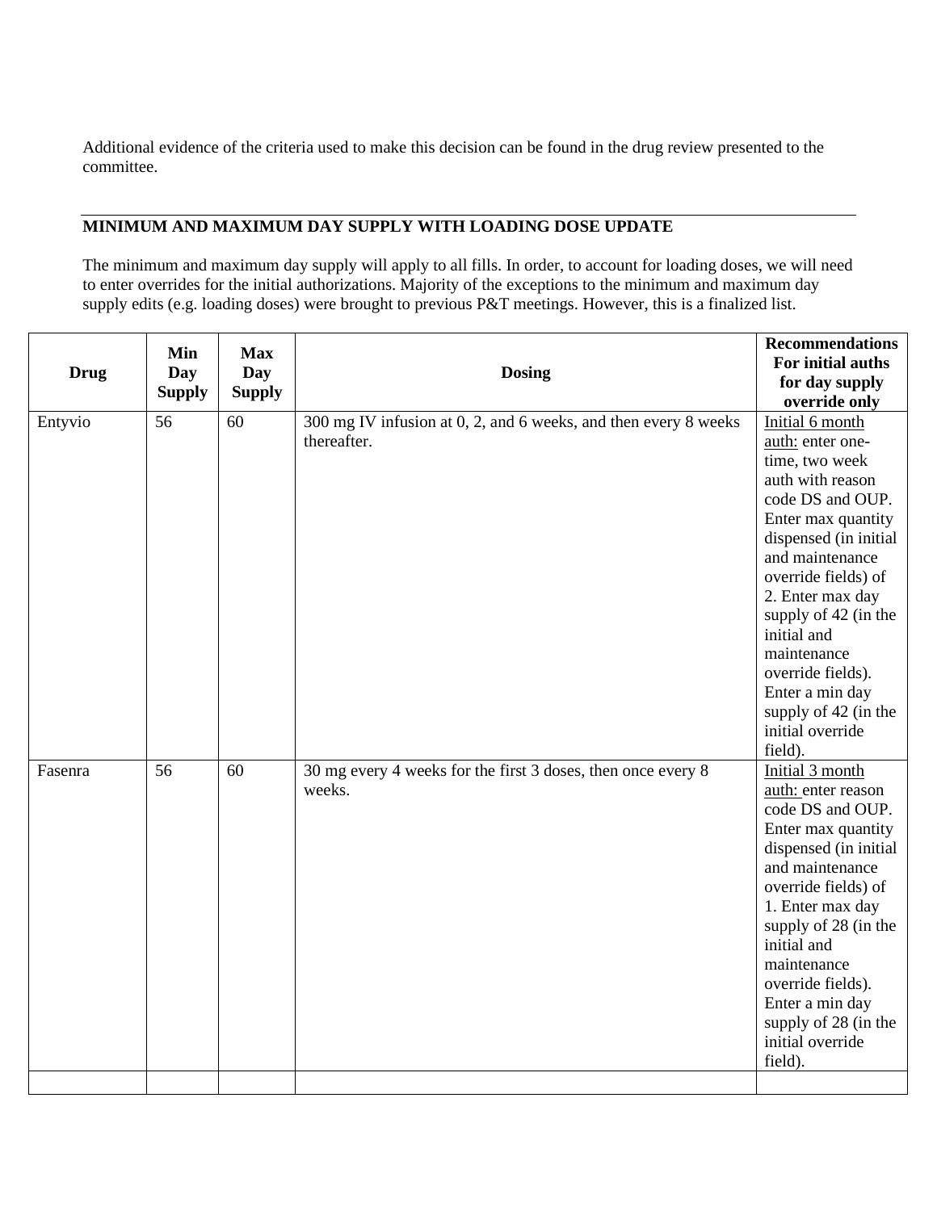Additional evidence of the criteria used to make this decision can be found in the drug review presented to the committee.

---

**MINIMUM AND MAXIMUM DAY SUPPLY WITH LOADING DOSE UPDATE**

The minimum and maximum day supply will apply to all fills. In order, to account for loading doses, we will need to enter overrides for the initial authorizations. Majority of the exceptions to the minimum and maximum day supply edits (e.g. loading doses) were brought to previous P&T meetings. However, this is a finalized list.

| Drug | Min Day Supply | Max Day Supply | Dosing | Recommendations For initial auths for day supply override only |
|---|---|---|---|---|
| Entyvio | 56 | 60 | 300 mg IV infusion at 0, 2, and 6 weeks, and then every 8 weeks thereafter. | Initial 6 month auth: enter one-time, two week auth with reason code DS and OUP. Enter max quantity dispensed (in initial and maintenance override fields) of 2. Enter max day supply of 42 (in the initial and maintenance override fields). Enter a min day supply of 42 (in the initial override field). |
| Fasenra | 56 | 60 | 30 mg every 4 weeks for the first 3 doses, then once every 8 weeks. | Initial 3 month auth: enter reason code DS and OUP. Enter max quantity dispensed (in initial and maintenance override fields) of 1. Enter max day supply of 28 (in the initial and maintenance override fields). Enter a min day supply of 28 (in the initial override field). |
| | | | | |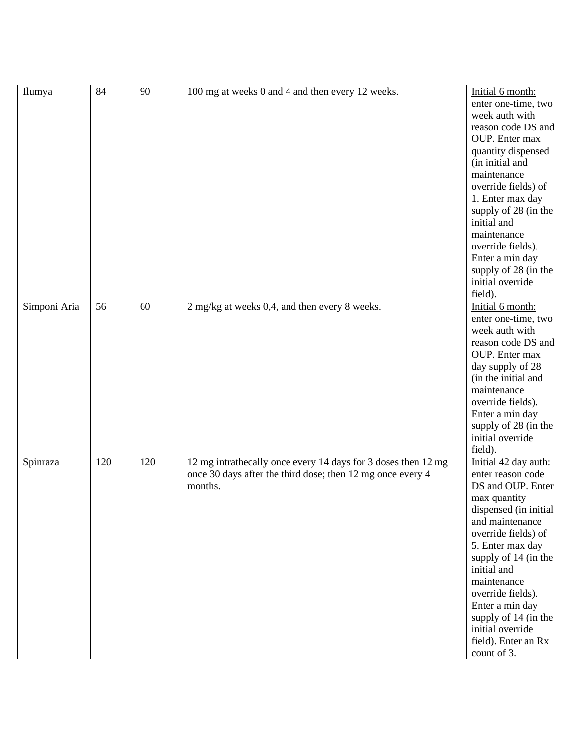| Ilumya | 84 | 90 | 100 mg at weeks 0 and 4 and then every 12 weeks. | Initial 6 month: enter one-time, two week auth with reason code DS and OUP. Enter max quantity dispensed (in initial and maintenance override fields) of 1. Enter max day supply of 28 (in the initial and maintenance override fields). Enter a min day supply of 28 (in the initial override field). |
|---|---|---|---|---|
| Simponi Aria | 56 | 60 | 2 mg/kg at weeks 0,4, and then every 8 weeks. | Initial 6 month: enter one-time, two week auth with reason code DS and OUP. Enter max day supply of 28 (in the initial and maintenance override fields). Enter a min day supply of 28 (in the initial override field). |
| Spinraza | 120 | 120 | 12 mg intrathecally once every 14 days for 3 doses then 12 mg once 30 days after the third dose; then 12 mg once every 4 months. | Initial 42 day auth: enter reason code DS and OUP. Enter max quantity dispensed (in initial and maintenance override fields) of 5. Enter max day supply of 14 (in the initial and maintenance override fields). Enter a min day supply of 14 (in the initial override field). Enter an Rx count of 3. |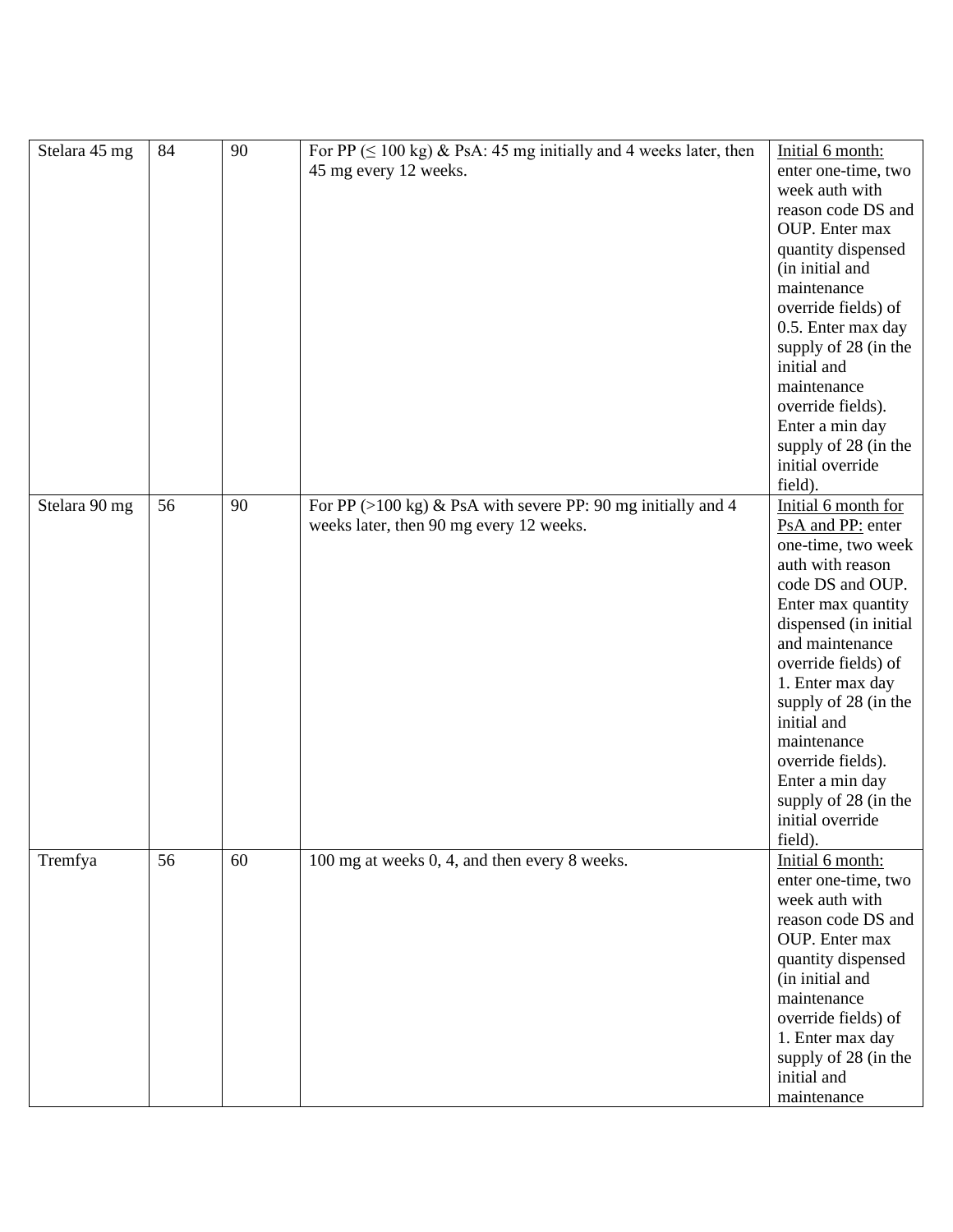| Stelara 45 mg | 84 | 90 | For PP (≤ 100 kg) & PsA: 45 mg initially and 4 weeks later, then 45 mg every 12 weeks. | Initial 6 month: enter one-time, two week auth with reason code DS and OUP. Enter max quantity dispensed (in initial and maintenance override fields) of 0.5. Enter max day supply of 28 (in the initial and maintenance override fields). Enter a min day supply of 28 (in the initial override field). |
|---|---|---|---|---|
| Stelara 90 mg | 56 | 90 | For PP (>100 kg) & PsA with severe PP: 90 mg initially and 4 weeks later, then 90 mg every 12 weeks. | Initial 6 month for PsA and PP: enter one-time, two week auth with reason code DS and OUP. Enter max quantity dispensed (in initial and maintenance override fields) of 1. Enter max day supply of 28 (in the initial and maintenance override fields). Enter a min day supply of 28 (in the initial override field). |
| Tremfya | 56 | 60 | 100 mg at weeks 0, 4, and then every 8 weeks. | Initial 6 month: enter one-time, two week auth with reason code DS and OUP. Enter max quantity dispensed (in initial and maintenance override fields) of 1. Enter max day supply of 28 (in the initial and maintenance |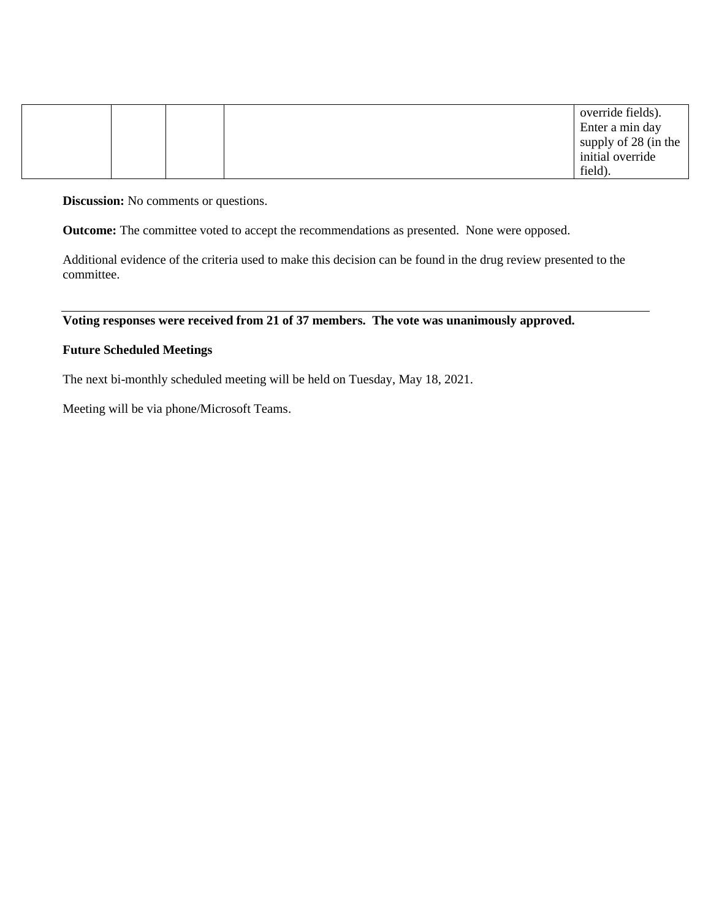| | | | | |
|---|---|---|---|---|
| | | | | override fields). Enter a min day supply of 28 (in the initial override field). |

**Discussion:** No comments or questions.

**Outcome:** The committee voted to accept the recommendations as presented. None were opposed.

Additional evidence of the criteria used to make this decision can be found in the drug review presented to the committee.

---

**Voting responses were received from 21 of 37 members. The vote was unanimously approved.**

**Future Scheduled Meetings**

The next bi-monthly scheduled meeting will be held on Tuesday, May 18, 2021.

Meeting will be via phone/Microsoft Teams.